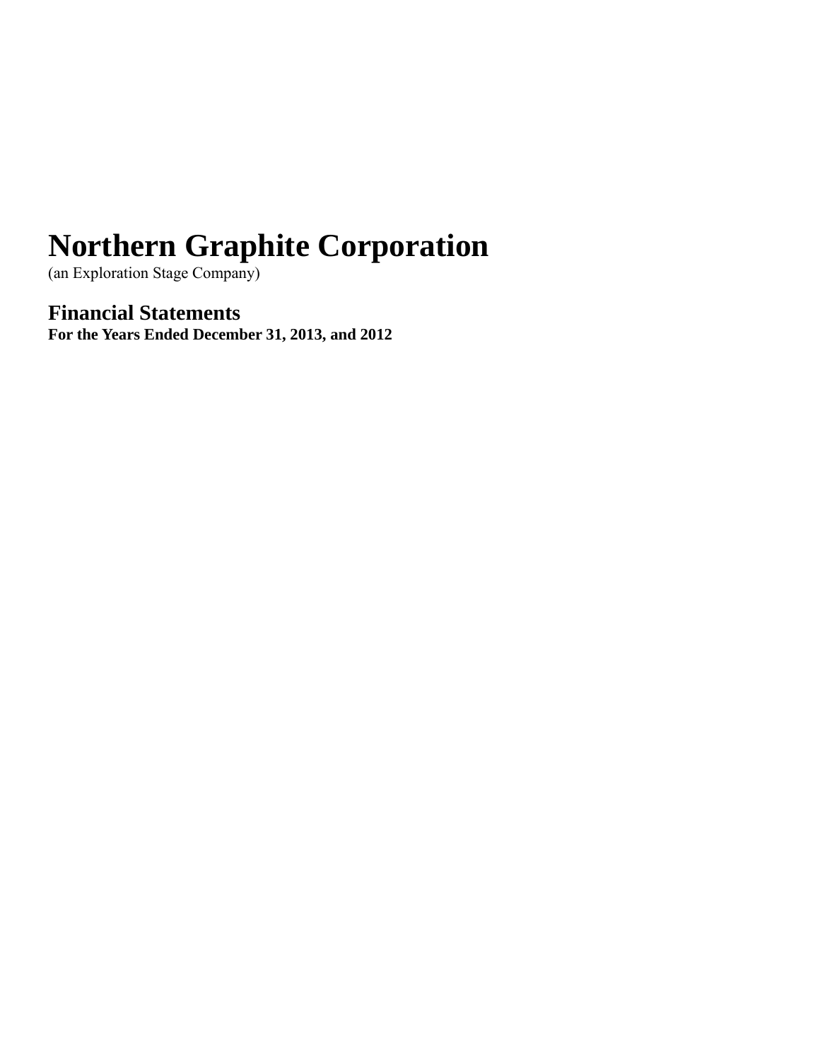# Northern Graphite Corporation

(an Exploration Stage Company)

## Financial Statements

**For the Years Ended December 31, 2013, and 2012**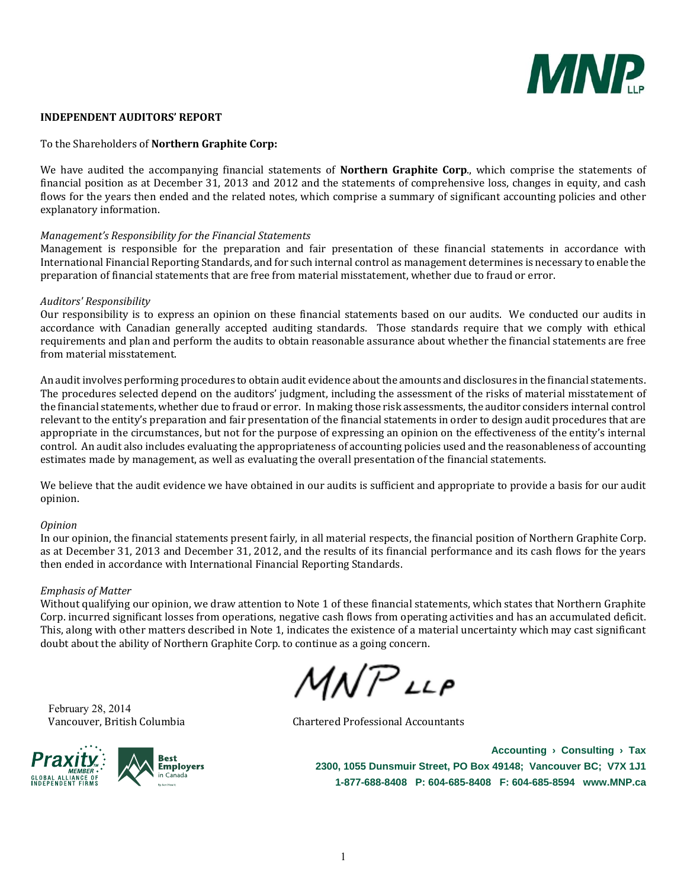## INDEPENDENT AUDITORS' REPORT

To the Shareholders of **Northern Graphite Corp:**

We have audited the accompanying financial statements of **Northern Graphite Corp.**, which comprise the statements of financial position as at December 31, 2013 and 2012 and the statements of comprehensive loss, changes in equity, and cash flows for the years then ended and the related notes, which comprise a summary of significant accounting policies and other explanatory information.

*Management's Responsibility for the Financial Statements*

Management is responsible for the preparation and fair presentation of these financial statements in accordance with International Financial Reporting Standards, and for such internal control as management determines is necessary to enable the preparation of financial statements that are free from material misstatement, whether due to fraud or error.

*Auditors' Responsibility*

Our responsibility is to express an opinion on these financial statements based on our audits. We conducted our audits in accordance with Canadian generally accepted auditing standards. Those standards require that we comply with ethical requirements and plan and perform the audits to obtain reasonable assurance about whether the financial statements are free from material misstatement.

An audit involves performing procedures to obtain audit evidence about the amounts and disclosures in the financial statements. The procedures selected depend on the auditors' judgment, including the assessment of the risks of material misstatement of the financial statements, whether due to fraud or error. In making those risk assessments, the auditor considers internal control relevant to the entity's preparation and fair presentation of the financial statements in order to design audit procedures that are appropriate in the circumstances, but not for the purpose of expressing an opinion on the effectiveness of the entity's internal control. An audit also includes evaluating the appropriateness of accounting policies used and the reasonableness of accounting estimates made by management, as well as evaluating the overall presentation of the financial statements.

We believe that the audit evidence we have obtained in our audits is sufficient and appropriate to provide a basis for our audit opinion.

*Opinion*

In our opinion, the financial statements present fairly, in all material respects, the financial position of Northern Graphite Corp. as at December 31, 2013 and December 31, 2012, and the results of its financial performance and its cash flows for the years then ended in accordance with International Financial Reporting Standards.

*Emphasis of Matter*

Without qualifying our opinion, we draw attention to Note 1 of these financial statements, which states that Northern Graphite Corp. incurred significant losses from operations, negative cash flows from operating activities and has an accumulated deficit. This, along with other matters described in Note 1, indicates the existence of a material uncertainty which may cast significant doubt about the ability of Northern Graphite Corp. to continue as a going concern.

MNP LLP

February 28, 2014
Vancouver, British Columbia

Chartered Professional Accountants

**Accounting › Consulting › Tax**
**2300, 1055 Dunsmuir Street, PO Box 49148; Vancouver BC; V7X 1J1**
**1-877-688-8408 P: 604-685-8408 F: 604-685-8594 www.MNP.ca**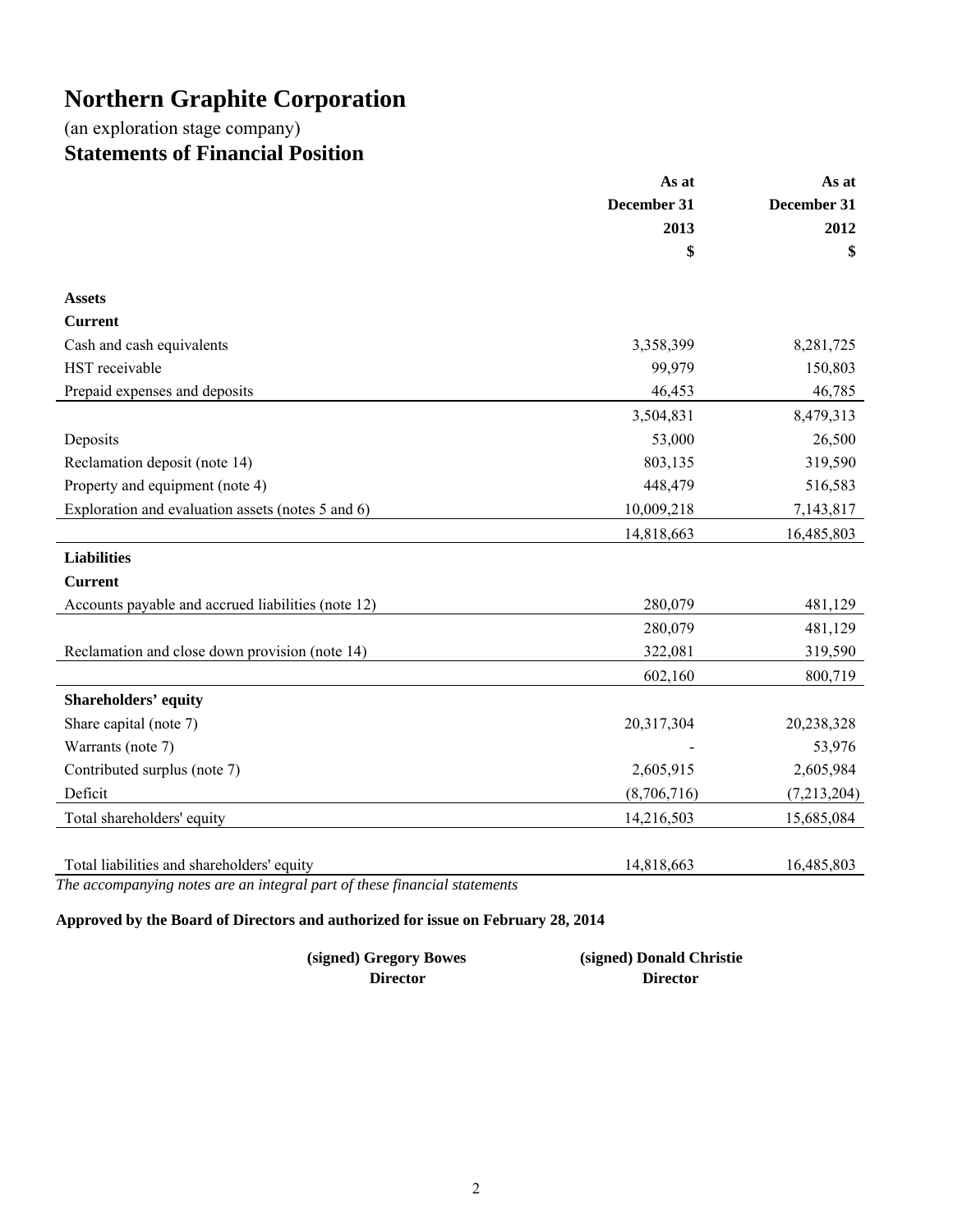# Northern Graphite Corporation

(an exploration stage company)

## Statements of Financial Position

| | As at December 31 2013 $ | As at December 31 2012 $ |
|---|---|---|
| **Assets** | | |
| **Current** | | |
| Cash and cash equivalents | 3,358,399 | 8,281,725 |
| HST receivable | 99,979 | 150,803 |
| Prepaid expenses and deposits | 46,453 | 46,785 |
| | 3,504,831 | 8,479,313 |
| Deposits | 53,000 | 26,500 |
| Reclamation deposit (note 14) | 803,135 | 319,590 |
| Property and equipment (note 4) | 448,479 | 516,583 |
| Exploration and evaluation assets (notes 5 and 6) | 10,009,218 | 7,143,817 |
| | 14,818,663 | 16,485,803 |
| **Liabilities** | | |
| **Current** | | |
| Accounts payable and accrued liabilities (note 12) | 280,079 | 481,129 |
| | 280,079 | 481,129 |
| Reclamation and close down provision (note 14) | 322,081 | 319,590 |
| | 602,160 | 800,719 |
| **Shareholders' equity** | | |
| Share capital (note 7) | 20,317,304 | 20,238,328 |
| Warrants (note 7) | - | 53,976 |
| Contributed surplus (note 7) | 2,605,915 | 2,605,984 |
| Deficit | (8,706,716) | (7,213,204) |
| Total shareholders' equity | 14,216,503 | 15,685,084 |
| Total liabilities and shareholders' equity | 14,818,663 | 16,485,803 |

*The accompanying notes are an integral part of these financial statements*

**Approved by the Board of Directors and authorized for issue on February 28, 2014**

**(signed) Gregory Bowes**
**Director**

**(signed) Donald Christie**
**Director**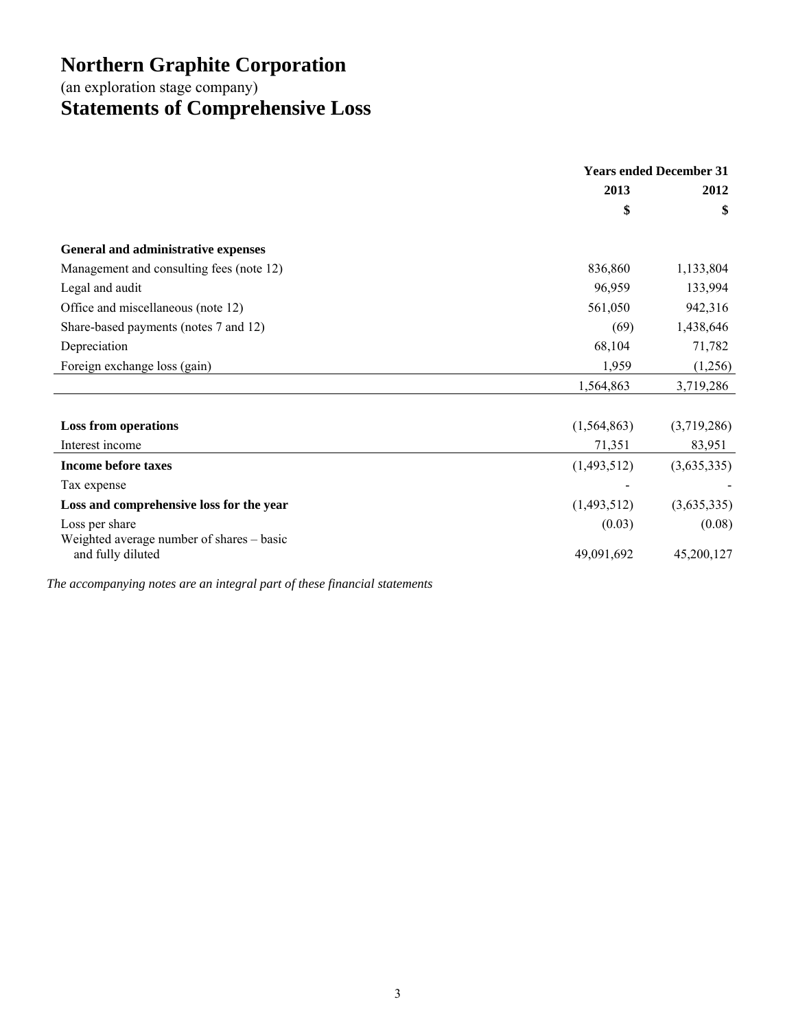# Northern Graphite Corporation

(an exploration stage company)

# Statements of Comprehensive Loss

| | Years ended December 31 | |
|---|---|---|
| | 2013 | 2012 |
| | $ | $ |
| **General and administrative expenses** | | |
| Management and consulting fees (note 12) | 836,860 | 1,133,804 |
| Legal and audit | 96,959 | 133,994 |
| Office and miscellaneous (note 12) | 561,050 | 942,316 |
| Share-based payments (notes 7 and 12) | (69) | 1,438,646 |
| Depreciation | 68,104 | 71,782 |
| Foreign exchange loss (gain) | 1,959 | (1,256) |
| | 1,564,863 | 3,719,286 |
| **Loss from operations** | (1,564,863) | (3,719,286) |
| Interest income | 71,351 | 83,951 |
| **Income before taxes** | (1,493,512) | (3,635,335) |
| Tax expense | - | - |
| **Loss and comprehensive loss for the year** | (1,493,512) | (3,635,335) |
| Loss per share | (0.03) | (0.08) |
| Weighted average number of shares – basic and fully diluted | 49,091,692 | 45,200,127 |

*The accompanying notes are an integral part of these financial statements*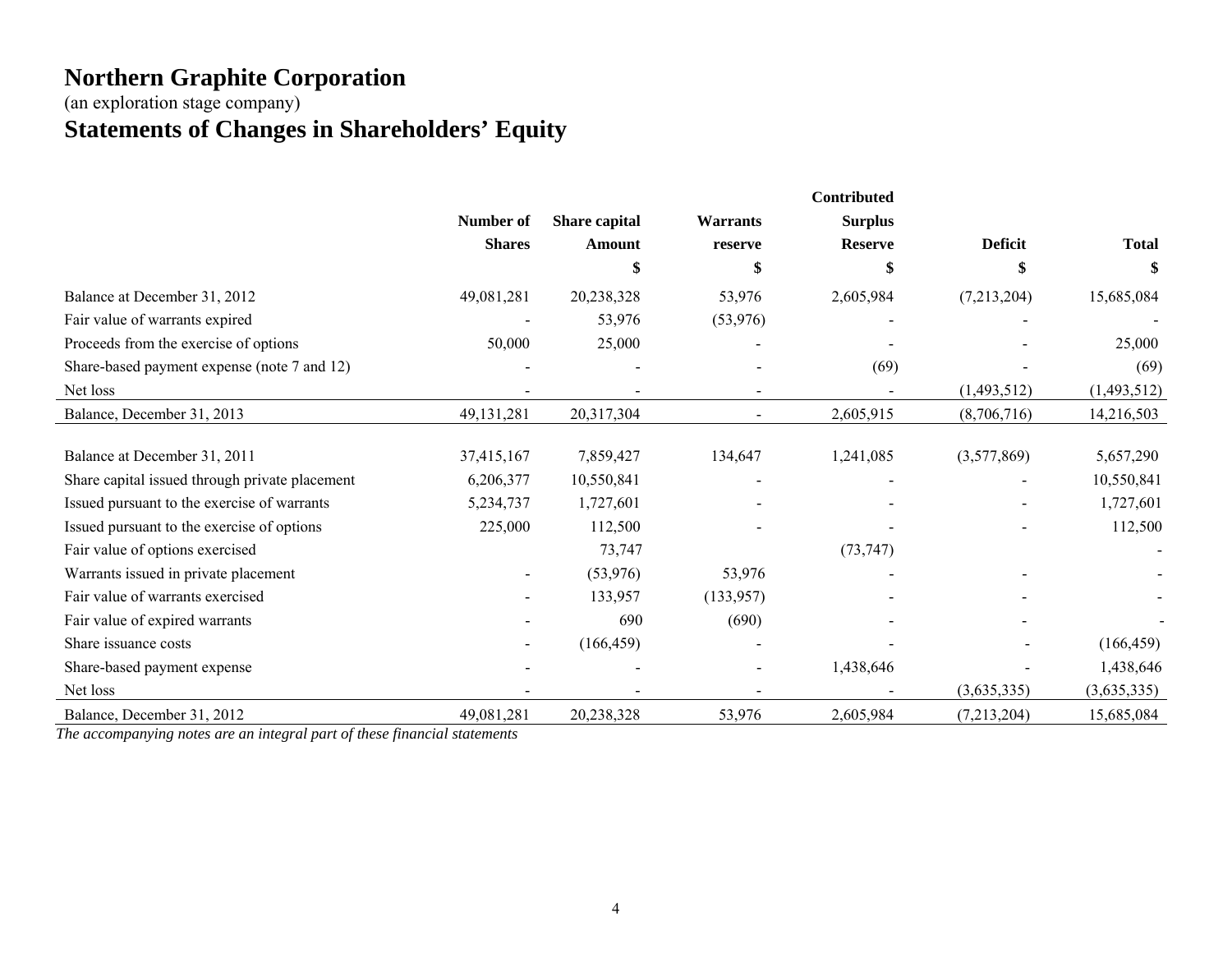# Northern Graphite Corporation

(an exploration stage company)

# Statements of Changes in Shareholders' Equity

| | Number of Shares | Share capital Amount $ | Warrants reserve $ | Contributed Surplus Reserve $ | Deficit $ | Total $ |
|---|---|---|---|---|---|---|
| Balance at December 31, 2012 | 49,081,281 | 20,238,328 | 53,976 | 2,605,984 | (7,213,204) | 15,685,084 |
| Fair value of warrants expired | - | 53,976 | (53,976) | - | - | - |
| Proceeds from the exercise of options | 50,000 | 25,000 | - | - | - | 25,000 |
| Share-based payment expense (note 7 and 12) | - | - | - | (69) | - | (69) |
| Net loss | - | - | - | - | (1,493,512) | (1,493,512) |
| Balance, December 31, 2013 | 49,131,281 | 20,317,304 | - | 2,605,915 | (8,706,716) | 14,216,503 |
| | | | | | | |
| Balance at December 31, 2011 | 37,415,167 | 7,859,427 | 134,647 | 1,241,085 | (3,577,869) | 5,657,290 |
| Share capital issued through private placement | 6,206,377 | 10,550,841 | - | - | - | 10,550,841 |
| Issued pursuant to the exercise of warrants | 5,234,737 | 1,727,601 | - | - | - | 1,727,601 |
| Issued pursuant to the exercise of options | 225,000 | 112,500 | - | - | - | 112,500 |
| Fair value of options exercised | | 73,747 | | (73,747) | | - |
| Warrants issued in private placement | - | (53,976) | 53,976 | - | - | - |
| Fair value of warrants exercised | - | 133,957 | (133,957) | - | - | - |
| Fair value of expired warrants | - | 690 | (690) | - | - | - |
| Share issuance costs | - | (166,459) | - | - | - | (166,459) |
| Share-based payment expense | - | - | - | 1,438,646 | - | 1,438,646 |
| Net loss | - | - | - | - | (3,635,335) | (3,635,335) |
| Balance, December 31, 2012 | 49,081,281 | 20,238,328 | 53,976 | 2,605,984 | (7,213,204) | 15,685,084 |

*The accompanying notes are an integral part of these financial statements*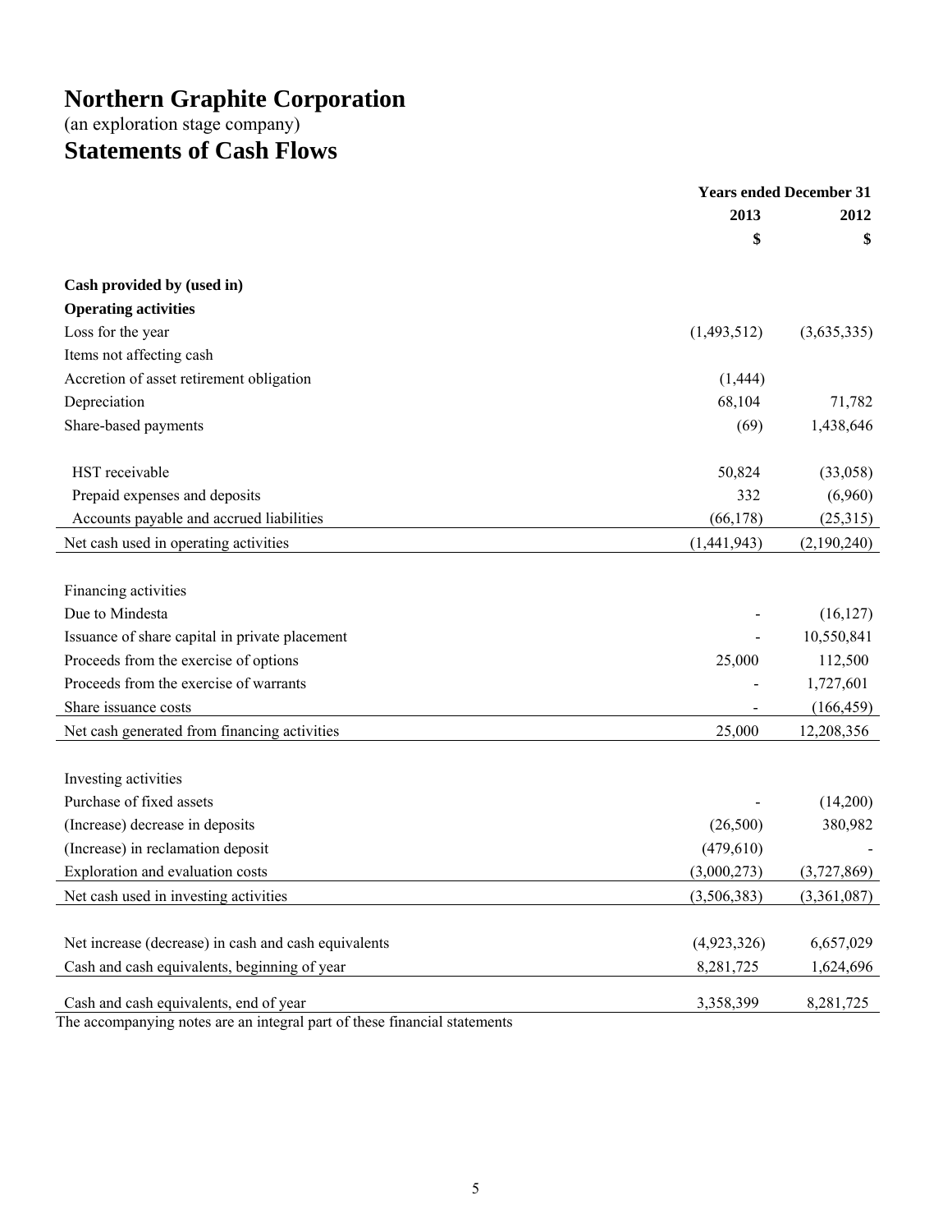# Northern Graphite Corporation

(an exploration stage company)

## Statements of Cash Flows

| | Years ended December 31 | |
|---|---|---|
| | 2013 | 2012 |
| | $ | $ |
| **Cash provided by (used in)** | | |
| **Operating activities** | | |
| Loss for the year | (1,493,512) | (3,635,335) |
| Items not affecting cash | | |
| Accretion of asset retirement obligation | (1,444) | |
| Depreciation | 68,104 | 71,782 |
| Share-based payments | (69) | 1,438,646 |
| HST receivable | 50,824 | (33,058) |
| Prepaid expenses and deposits | 332 | (6,960) |
| Accounts payable and accrued liabilities | (66,178) | (25,315) |
| Net cash used in operating activities | (1,441,943) | (2,190,240) |
| Financing activities | | |
| Due to Mindesta | - | (16,127) |
| Issuance of share capital in private placement | - | 10,550,841 |
| Proceeds from the exercise of options | 25,000 | 112,500 |
| Proceeds from the exercise of warrants | - | 1,727,601 |
| Share issuance costs | - | (166,459) |
| Net cash generated from financing activities | 25,000 | 12,208,356 |
| Investing activities | | |
| Purchase of fixed assets | - | (14,200) |
| (Increase) decrease in deposits | (26,500) | 380,982 |
| (Increase) in reclamation deposit | (479,610) | - |
| Exploration and evaluation costs | (3,000,273) | (3,727,869) |
| Net cash used in investing activities | (3,506,383) | (3,361,087) |
| Net increase (decrease) in cash and cash equivalents | (4,923,326) | 6,657,029 |
| Cash and cash equivalents, beginning of year | 8,281,725 | 1,624,696 |
| Cash and cash equivalents, end of year | 3,358,399 | 8,281,725 |

The accompanying notes are an integral part of these financial statements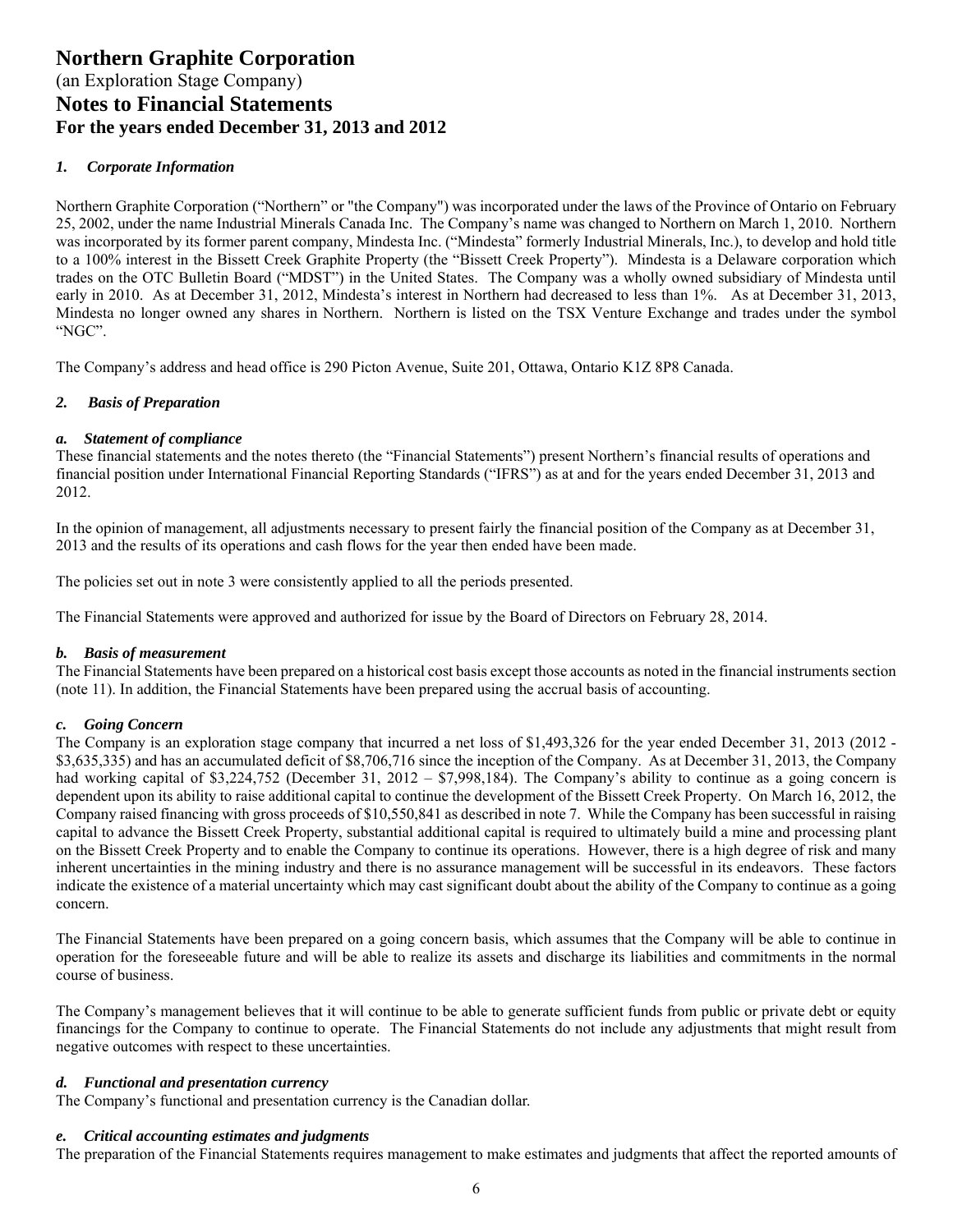# Northern Graphite Corporation

(an Exploration Stage Company)

## Notes to Financial Statements

### For the years ended December 31, 2013 and 2012

#### *1. Corporate Information*

Northern Graphite Corporation ("Northern" or "the Company") was incorporated under the laws of the Province of Ontario on February 25, 2002, under the name Industrial Minerals Canada Inc. The Company's name was changed to Northern on March 1, 2010. Northern was incorporated by its former parent company, Mindesta Inc. ("Mindesta" formerly Industrial Minerals, Inc.), to develop and hold title to a 100% interest in the Bissett Creek Graphite Property (the "Bissett Creek Property"). Mindesta is a Delaware corporation which trades on the OTC Bulletin Board ("MDST") in the United States. The Company was a wholly owned subsidiary of Mindesta until early in 2010. As at December 31, 2012, Mindesta's interest in Northern had decreased to less than 1%. As at December 31, 2013, Mindesta no longer owned any shares in Northern. Northern is listed on the TSX Venture Exchange and trades under the symbol "NGC".

The Company's address and head office is 290 Picton Avenue, Suite 201, Ottawa, Ontario K1Z 8P8 Canada.

#### *2. Basis of Preparation*

##### *a. Statement of compliance*

These financial statements and the notes thereto (the "Financial Statements") present Northern's financial results of operations and financial position under International Financial Reporting Standards ("IFRS") as at and for the years ended December 31, 2013 and 2012.

In the opinion of management, all adjustments necessary to present fairly the financial position of the Company as at December 31, 2013 and the results of its operations and cash flows for the year then ended have been made.

The policies set out in note 3 were consistently applied to all the periods presented.

The Financial Statements were approved and authorized for issue by the Board of Directors on February 28, 2014.

##### *b. Basis of measurement*

The Financial Statements have been prepared on a historical cost basis except those accounts as noted in the financial instruments section (note 11). In addition, the Financial Statements have been prepared using the accrual basis of accounting.

##### *c. Going Concern*

The Company is an exploration stage company that incurred a net loss of $1,493,326 for the year ended December 31, 2013 (2012 - $3,635,335) and has an accumulated deficit of $8,706,716 since the inception of the Company. As at December 31, 2013, the Company had working capital of $3,224,752 (December 31, 2012 – $7,998,184). The Company's ability to continue as a going concern is dependent upon its ability to raise additional capital to continue the development of the Bissett Creek Property. On March 16, 2012, the Company raised financing with gross proceeds of $10,550,841 as described in note 7. While the Company has been successful in raising capital to advance the Bissett Creek Property, substantial additional capital is required to ultimately build a mine and processing plant on the Bissett Creek Property and to enable the Company to continue its operations. However, there is a high degree of risk and many inherent uncertainties in the mining industry and there is no assurance management will be successful in its endeavors. These factors indicate the existence of a material uncertainty which may cast significant doubt about the ability of the Company to continue as a going concern.

The Financial Statements have been prepared on a going concern basis, which assumes that the Company will be able to continue in operation for the foreseeable future and will be able to realize its assets and discharge its liabilities and commitments in the normal course of business.

The Company's management believes that it will continue to be able to generate sufficient funds from public or private debt or equity financings for the Company to continue to operate. The Financial Statements do not include any adjustments that might result from negative outcomes with respect to these uncertainties.

##### *d. Functional and presentation currency*

The Company's functional and presentation currency is the Canadian dollar.

##### *e. Critical accounting estimates and judgments*

The preparation of the Financial Statements requires management to make estimates and judgments that affect the reported amounts of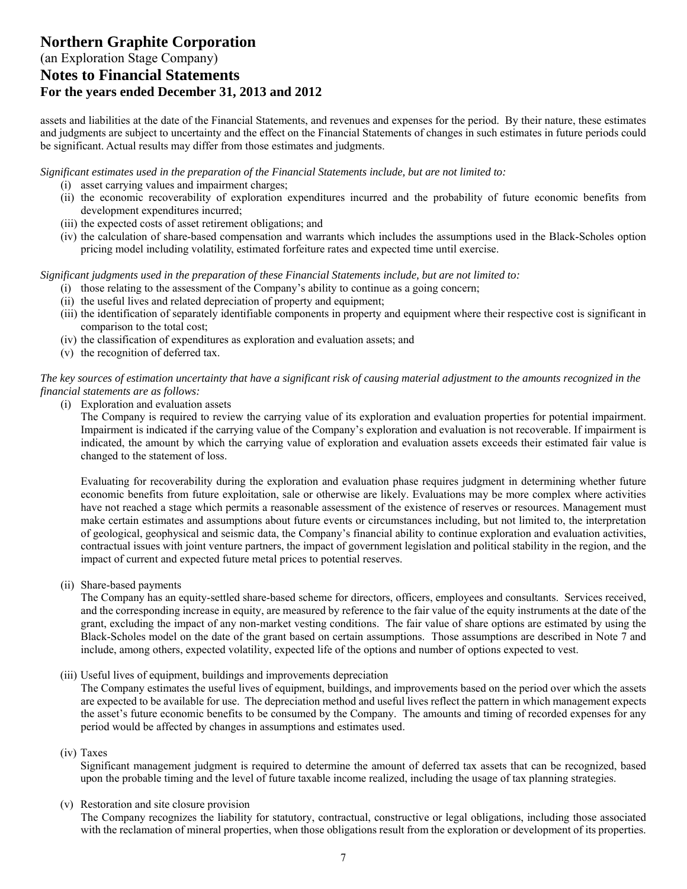assets and liabilities at the date of the Financial Statements, and revenues and expenses for the period. By their nature, these estimates and judgments are subject to uncertainty and the effect on the Financial Statements of changes in such estimates in future periods could be significant. Actual results may differ from those estimates and judgments.

*Significant estimates used in the preparation of the Financial Statements include, but are not limited to:*

(i) asset carrying values and impairment charges;
(ii) the economic recoverability of exploration expenditures incurred and the probability of future economic benefits from development expenditures incurred;
(iii) the expected costs of asset retirement obligations; and
(iv) the calculation of share-based compensation and warrants which includes the assumptions used in the Black-Scholes option pricing model including volatility, estimated forfeiture rates and expected time until exercise.

*Significant judgments used in the preparation of these Financial Statements include, but are not limited to:*

(i) those relating to the assessment of the Company's ability to continue as a going concern;
(ii) the useful lives and related depreciation of property and equipment;
(iii) the identification of separately identifiable components in property and equipment where their respective cost is significant in comparison to the total cost;
(iv) the classification of expenditures as exploration and evaluation assets; and
(v) the recognition of deferred tax.

*The key sources of estimation uncertainty that have a significant risk of causing material adjustment to the amounts recognized in the financial statements are as follows:*

(i) Exploration and evaluation assets

The Company is required to review the carrying value of its exploration and evaluation properties for potential impairment. Impairment is indicated if the carrying value of the Company's exploration and evaluation is not recoverable. If impairment is indicated, the amount by which the carrying value of exploration and evaluation assets exceeds their estimated fair value is changed to the statement of loss.

Evaluating for recoverability during the exploration and evaluation phase requires judgment in determining whether future economic benefits from future exploitation, sale or otherwise are likely. Evaluations may be more complex where activities have not reached a stage which permits a reasonable assessment of the existence of reserves or resources. Management must make certain estimates and assumptions about future events or circumstances including, but not limited to, the interpretation of geological, geophysical and seismic data, the Company's financial ability to continue exploration and evaluation activities, contractual issues with joint venture partners, the impact of government legislation and political stability in the region, and the impact of current and expected future metal prices to potential reserves.

(ii) Share-based payments

The Company has an equity-settled share-based scheme for directors, officers, employees and consultants. Services received, and the corresponding increase in equity, are measured by reference to the fair value of the equity instruments at the date of the grant, excluding the impact of any non-market vesting conditions. The fair value of share options are estimated by using the Black-Scholes model on the date of the grant based on certain assumptions. Those assumptions are described in Note 7 and include, among others, expected volatility, expected life of the options and number of options expected to vest.

(iii) Useful lives of equipment, buildings and improvements depreciation

The Company estimates the useful lives of equipment, buildings, and improvements based on the period over which the assets are expected to be available for use. The depreciation method and useful lives reflect the pattern in which management expects the asset's future economic benefits to be consumed by the Company. The amounts and timing of recorded expenses for any period would be affected by changes in assumptions and estimates used.

(iv) Taxes

Significant management judgment is required to determine the amount of deferred tax assets that can be recognized, based upon the probable timing and the level of future taxable income realized, including the usage of tax planning strategies.

(v) Restoration and site closure provision

The Company recognizes the liability for statutory, contractual, constructive or legal obligations, including those associated with the reclamation of mineral properties, when those obligations result from the exploration or development of its properties.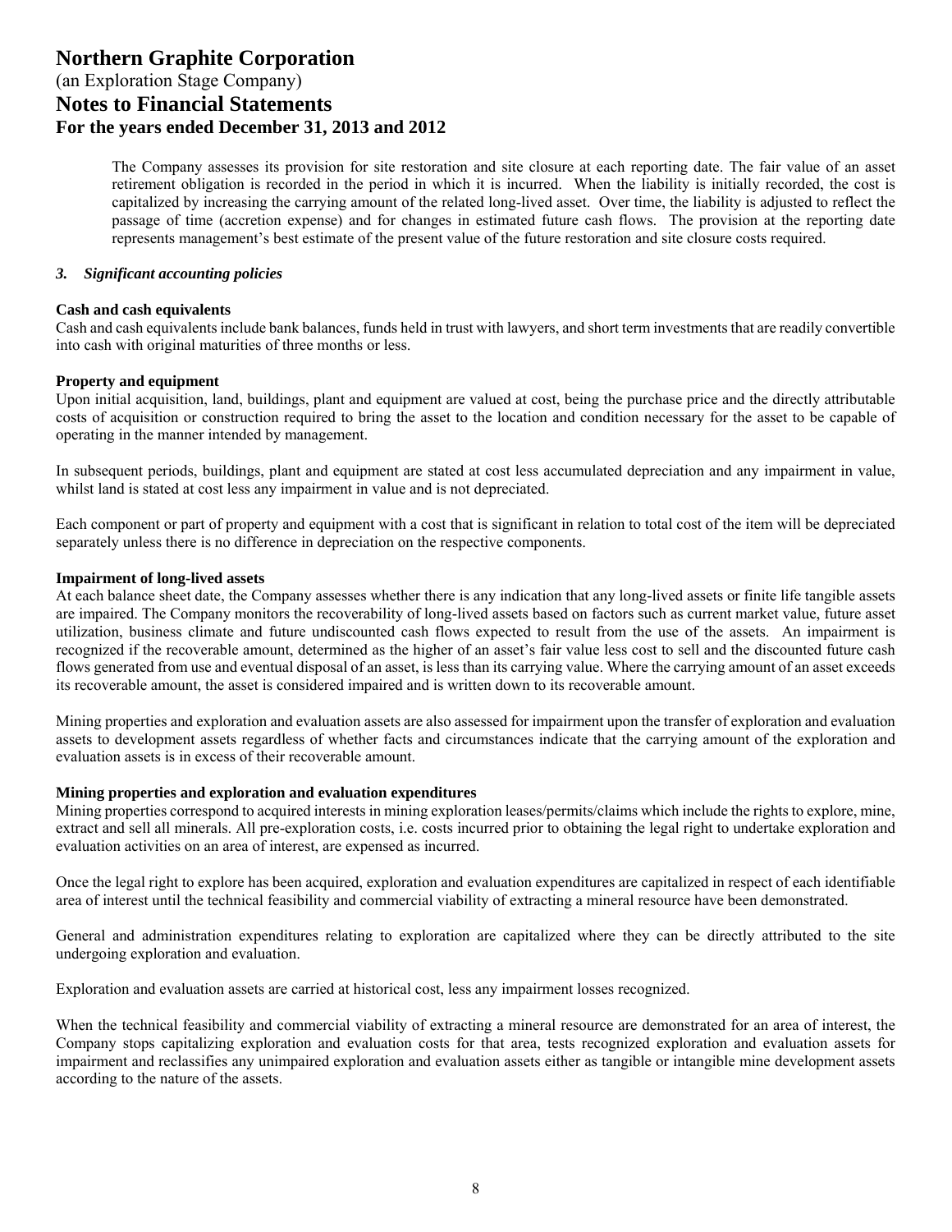The Company assesses its provision for site restoration and site closure at each reporting date. The fair value of an asset retirement obligation is recorded in the period in which it is incurred. When the liability is initially recorded, the cost is capitalized by increasing the carrying amount of the related long-lived asset. Over time, the liability is adjusted to reflect the passage of time (accretion expense) and for changes in estimated future cash flows. The provision at the reporting date represents management's best estimate of the present value of the future restoration and site closure costs required.

### *3. Significant accounting policies*

**Cash and cash equivalents**
Cash and cash equivalents include bank balances, funds held in trust with lawyers, and short term investments that are readily convertible into cash with original maturities of three months or less.

**Property and equipment**
Upon initial acquisition, land, buildings, plant and equipment are valued at cost, being the purchase price and the directly attributable costs of acquisition or construction required to bring the asset to the location and condition necessary for the asset to be capable of operating in the manner intended by management.

In subsequent periods, buildings, plant and equipment are stated at cost less accumulated depreciation and any impairment in value, whilst land is stated at cost less any impairment in value and is not depreciated.

Each component or part of property and equipment with a cost that is significant in relation to total cost of the item will be depreciated separately unless there is no difference in depreciation on the respective components.

**Impairment of long-lived assets**
At each balance sheet date, the Company assesses whether there is any indication that any long-lived assets or finite life tangible assets are impaired. The Company monitors the recoverability of long-lived assets based on factors such as current market value, future asset utilization, business climate and future undiscounted cash flows expected to result from the use of the assets. An impairment is recognized if the recoverable amount, determined as the higher of an asset's fair value less cost to sell and the discounted future cash flows generated from use and eventual disposal of an asset, is less than its carrying value. Where the carrying amount of an asset exceeds its recoverable amount, the asset is considered impaired and is written down to its recoverable amount.

Mining properties and exploration and evaluation assets are also assessed for impairment upon the transfer of exploration and evaluation assets to development assets regardless of whether facts and circumstances indicate that the carrying amount of the exploration and evaluation assets is in excess of their recoverable amount.

**Mining properties and exploration and evaluation expenditures**
Mining properties correspond to acquired interests in mining exploration leases/permits/claims which include the rights to explore, mine, extract and sell all minerals. All pre-exploration costs, i.e. costs incurred prior to obtaining the legal right to undertake exploration and evaluation activities on an area of interest, are expensed as incurred.

Once the legal right to explore has been acquired, exploration and evaluation expenditures are capitalized in respect of each identifiable area of interest until the technical feasibility and commercial viability of extracting a mineral resource have been demonstrated.

General and administration expenditures relating to exploration are capitalized where they can be directly attributed to the site undergoing exploration and evaluation.

Exploration and evaluation assets are carried at historical cost, less any impairment losses recognized.

When the technical feasibility and commercial viability of extracting a mineral resource are demonstrated for an area of interest, the Company stops capitalizing exploration and evaluation costs for that area, tests recognized exploration and evaluation assets for impairment and reclassifies any unimpaired exploration and evaluation assets either as tangible or intangible mine development assets according to the nature of the assets.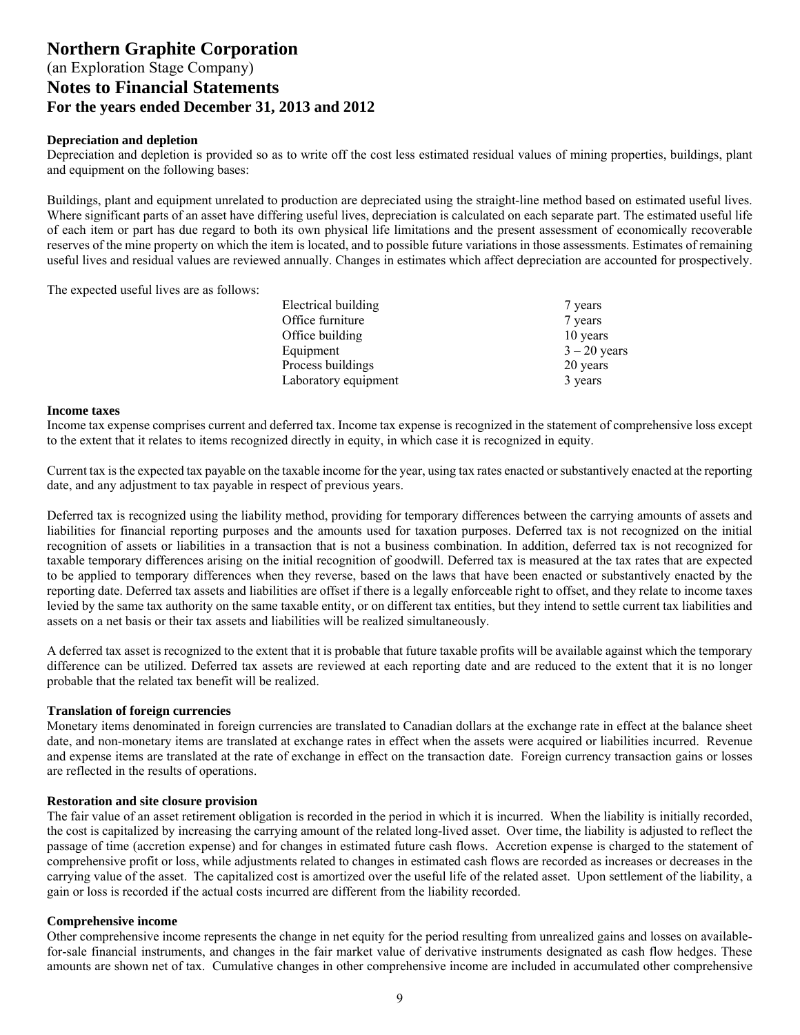**Depreciation and depletion**

Depreciation and depletion is provided so as to write off the cost less estimated residual values of mining properties, buildings, plant and equipment on the following bases:

Buildings, plant and equipment unrelated to production are depreciated using the straight-line method based on estimated useful lives. Where significant parts of an asset have differing useful lives, depreciation is calculated on each separate part. The estimated useful life of each item or part has due regard to both its own physical life limitations and the present assessment of economically recoverable reserves of the mine property on which the item is located, and to possible future variations in those assessments. Estimates of remaining useful lives and residual values are reviewed annually. Changes in estimates which affect depreciation are accounted for prospectively.

The expected useful lives are as follows:

| | |
|---|---|
| Electrical building | 7 years |
| Office furniture | 7 years |
| Office building | 10 years |
| Equipment | 3 – 20 years |
| Process buildings | 20 years |
| Laboratory equipment | 3 years |

**Income taxes**

Income tax expense comprises current and deferred tax. Income tax expense is recognized in the statement of comprehensive loss except to the extent that it relates to items recognized directly in equity, in which case it is recognized in equity.

Current tax is the expected tax payable on the taxable income for the year, using tax rates enacted or substantively enacted at the reporting date, and any adjustment to tax payable in respect of previous years.

Deferred tax is recognized using the liability method, providing for temporary differences between the carrying amounts of assets and liabilities for financial reporting purposes and the amounts used for taxation purposes. Deferred tax is not recognized on the initial recognition of assets or liabilities in a transaction that is not a business combination. In addition, deferred tax is not recognized for taxable temporary differences arising on the initial recognition of goodwill. Deferred tax is measured at the tax rates that are expected to be applied to temporary differences when they reverse, based on the laws that have been enacted or substantively enacted by the reporting date. Deferred tax assets and liabilities are offset if there is a legally enforceable right to offset, and they relate to income taxes levied by the same tax authority on the same taxable entity, or on different tax entities, but they intend to settle current tax liabilities and assets on a net basis or their tax assets and liabilities will be realized simultaneously.

A deferred tax asset is recognized to the extent that it is probable that future taxable profits will be available against which the temporary difference can be utilized. Deferred tax assets are reviewed at each reporting date and are reduced to the extent that it is no longer probable that the related tax benefit will be realized.

**Translation of foreign currencies**

Monetary items denominated in foreign currencies are translated to Canadian dollars at the exchange rate in effect at the balance sheet date, and non-monetary items are translated at exchange rates in effect when the assets were acquired or liabilities incurred. Revenue and expense items are translated at the rate of exchange in effect on the transaction date. Foreign currency transaction gains or losses are reflected in the results of operations.

**Restoration and site closure provision**

The fair value of an asset retirement obligation is recorded in the period in which it is incurred. When the liability is initially recorded, the cost is capitalized by increasing the carrying amount of the related long-lived asset. Over time, the liability is adjusted to reflect the passage of time (accretion expense) and for changes in estimated future cash flows. Accretion expense is charged to the statement of comprehensive profit or loss, while adjustments related to changes in estimated cash flows are recorded as increases or decreases in the carrying value of the asset. The capitalized cost is amortized over the useful life of the related asset. Upon settlement of the liability, a gain or loss is recorded if the actual costs incurred are different from the liability recorded.

**Comprehensive income**

Other comprehensive income represents the change in net equity for the period resulting from unrealized gains and losses on available-for-sale financial instruments, and changes in the fair market value of derivative instruments designated as cash flow hedges. These amounts are shown net of tax. Cumulative changes in other comprehensive income are included in accumulated other comprehensive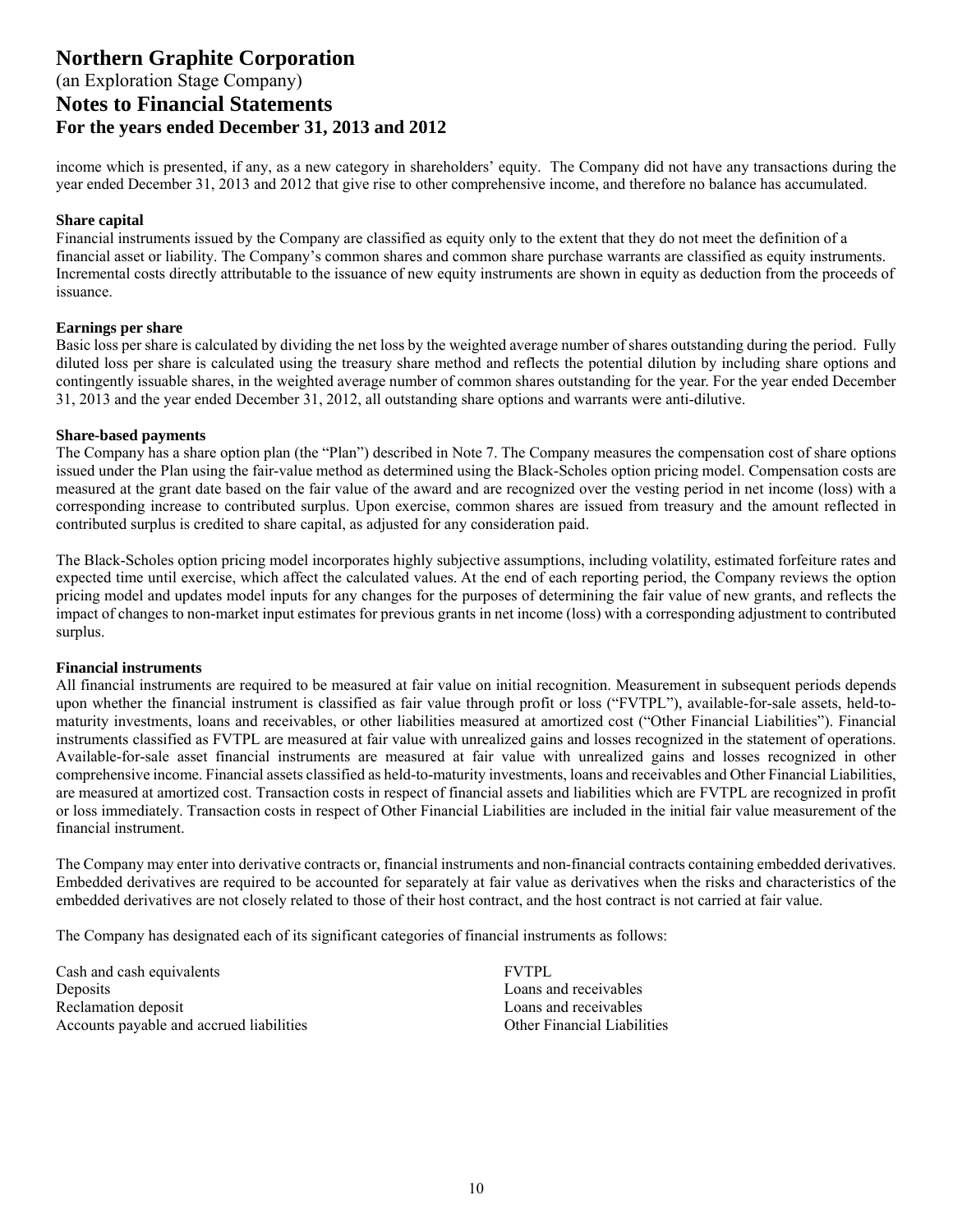income which is presented, if any, as a new category in shareholders' equity. The Company did not have any transactions during the year ended December 31, 2013 and 2012 that give rise to other comprehensive income, and therefore no balance has accumulated.

**Share capital**

Financial instruments issued by the Company are classified as equity only to the extent that they do not meet the definition of a financial asset or liability. The Company's common shares and common share purchase warrants are classified as equity instruments. Incremental costs directly attributable to the issuance of new equity instruments are shown in equity as deduction from the proceeds of issuance.

**Earnings per share**

Basic loss per share is calculated by dividing the net loss by the weighted average number of shares outstanding during the period. Fully diluted loss per share is calculated using the treasury share method and reflects the potential dilution by including share options and contingently issuable shares, in the weighted average number of common shares outstanding for the year. For the year ended December 31, 2013 and the year ended December 31, 2012, all outstanding share options and warrants were anti-dilutive.

**Share-based payments**

The Company has a share option plan (the "Plan") described in Note 7. The Company measures the compensation cost of share options issued under the Plan using the fair-value method as determined using the Black-Scholes option pricing model. Compensation costs are measured at the grant date based on the fair value of the award and are recognized over the vesting period in net income (loss) with a corresponding increase to contributed surplus. Upon exercise, common shares are issued from treasury and the amount reflected in contributed surplus is credited to share capital, as adjusted for any consideration paid.

The Black-Scholes option pricing model incorporates highly subjective assumptions, including volatility, estimated forfeiture rates and expected time until exercise, which affect the calculated values. At the end of each reporting period, the Company reviews the option pricing model and updates model inputs for any changes for the purposes of determining the fair value of new grants, and reflects the impact of changes to non-market input estimates for previous grants in net income (loss) with a corresponding adjustment to contributed surplus.

**Financial instruments**

All financial instruments are required to be measured at fair value on initial recognition. Measurement in subsequent periods depends upon whether the financial instrument is classified as fair value through profit or loss ("FVTPL"), available-for-sale assets, held-to-maturity investments, loans and receivables, or other liabilities measured at amortized cost ("Other Financial Liabilities"). Financial instruments classified as FVTPL are measured at fair value with unrealized gains and losses recognized in the statement of operations. Available-for-sale asset financial instruments are measured at fair value with unrealized gains and losses recognized in other comprehensive income. Financial assets classified as held-to-maturity investments, loans and receivables and Other Financial Liabilities, are measured at amortized cost. Transaction costs in respect of financial assets and liabilities which are FVTPL are recognized in profit or loss immediately. Transaction costs in respect of Other Financial Liabilities are included in the initial fair value measurement of the financial instrument.

The Company may enter into derivative contracts or, financial instruments and non-financial contracts containing embedded derivatives. Embedded derivatives are required to be accounted for separately at fair value as derivatives when the risks and characteristics of the embedded derivatives are not closely related to those of their host contract, and the host contract is not carried at fair value.

The Company has designated each of its significant categories of financial instruments as follows:

| | |
|---|---|
| Cash and cash equivalents | FVTPL |
| Deposits | Loans and receivables |
| Reclamation deposit | Loans and receivables |
| Accounts payable and accrued liabilities | Other Financial Liabilities |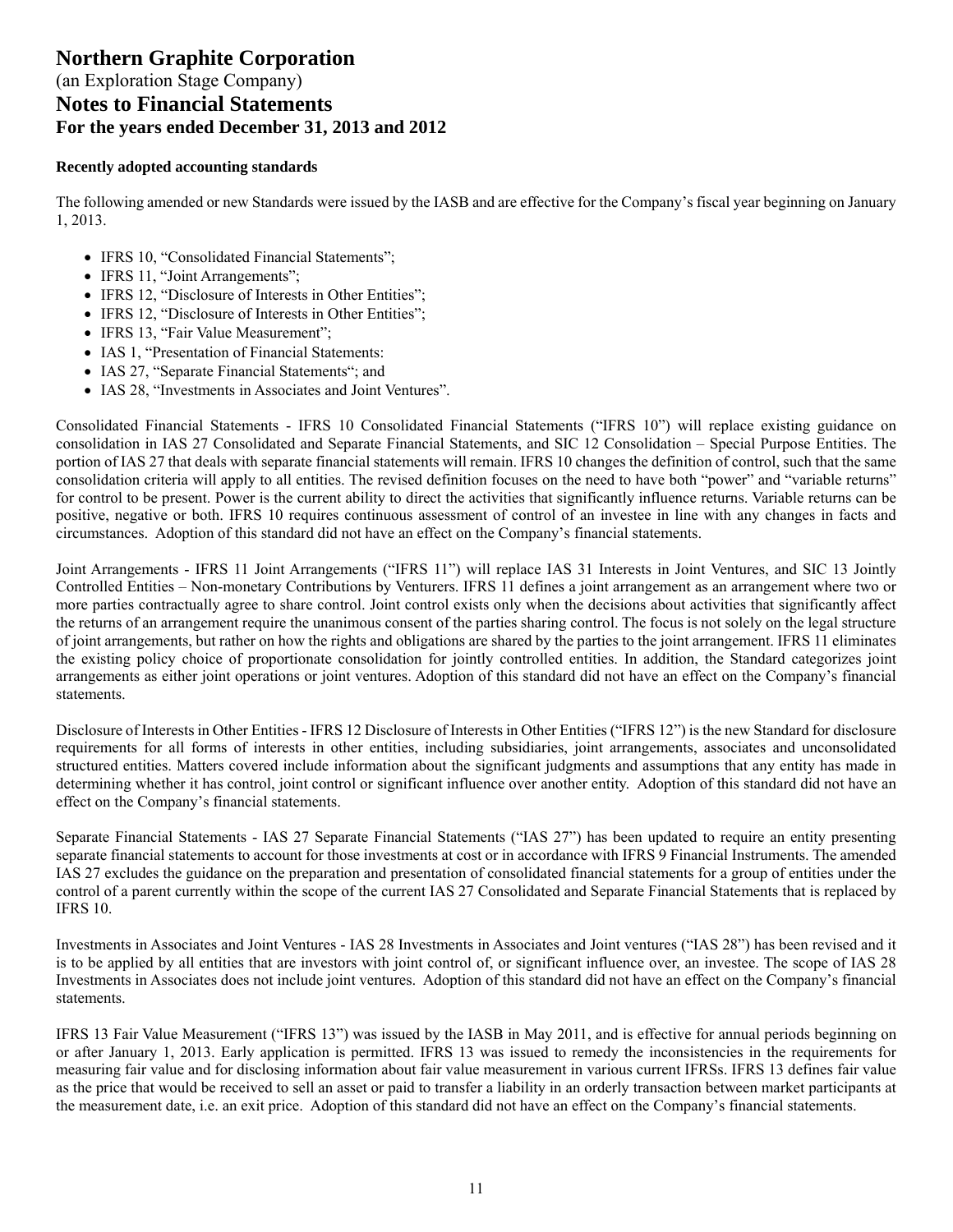# Northern Graphite Corporation

(an Exploration Stage Company)

## Notes to Financial Statements

### For the years ended December 31, 2013 and 2012

**Recently adopted accounting standards**

The following amended or new Standards were issued by the IASB and are effective for the Company's fiscal year beginning on January 1, 2013.

- IFRS 10, "Consolidated Financial Statements";
- IFRS 11, "Joint Arrangements";
- IFRS 12, "Disclosure of Interests in Other Entities";
- IFRS 12, "Disclosure of Interests in Other Entities";
- IFRS 13, "Fair Value Measurement";
- IAS 1, "Presentation of Financial Statements:
- IAS 27, "Separate Financial Statements"; and
- IAS 28, "Investments in Associates and Joint Ventures".

Consolidated Financial Statements - IFRS 10 Consolidated Financial Statements ("IFRS 10") will replace existing guidance on consolidation in IAS 27 Consolidated and Separate Financial Statements, and SIC 12 Consolidation – Special Purpose Entities. The portion of IAS 27 that deals with separate financial statements will remain. IFRS 10 changes the definition of control, such that the same consolidation criteria will apply to all entities. The revised definition focuses on the need to have both "power" and "variable returns" for control to be present. Power is the current ability to direct the activities that significantly influence returns. Variable returns can be positive, negative or both. IFRS 10 requires continuous assessment of control of an investee in line with any changes in facts and circumstances. Adoption of this standard did not have an effect on the Company's financial statements.

Joint Arrangements - IFRS 11 Joint Arrangements ("IFRS 11") will replace IAS 31 Interests in Joint Ventures, and SIC 13 Jointly Controlled Entities – Non-monetary Contributions by Venturers. IFRS 11 defines a joint arrangement as an arrangement where two or more parties contractually agree to share control. Joint control exists only when the decisions about activities that significantly affect the returns of an arrangement require the unanimous consent of the parties sharing control. The focus is not solely on the legal structure of joint arrangements, but rather on how the rights and obligations are shared by the parties to the joint arrangement. IFRS 11 eliminates the existing policy choice of proportionate consolidation for jointly controlled entities. In addition, the Standard categorizes joint arrangements as either joint operations or joint ventures. Adoption of this standard did not have an effect on the Company's financial statements.

Disclosure of Interests in Other Entities - IFRS 12 Disclosure of Interests in Other Entities ("IFRS 12") is the new Standard for disclosure requirements for all forms of interests in other entities, including subsidiaries, joint arrangements, associates and unconsolidated structured entities. Matters covered include information about the significant judgments and assumptions that any entity has made in determining whether it has control, joint control or significant influence over another entity. Adoption of this standard did not have an effect on the Company's financial statements.

Separate Financial Statements - IAS 27 Separate Financial Statements ("IAS 27") has been updated to require an entity presenting separate financial statements to account for those investments at cost or in accordance with IFRS 9 Financial Instruments. The amended IAS 27 excludes the guidance on the preparation and presentation of consolidated financial statements for a group of entities under the control of a parent currently within the scope of the current IAS 27 Consolidated and Separate Financial Statements that is replaced by IFRS 10.

Investments in Associates and Joint Ventures - IAS 28 Investments in Associates and Joint ventures ("IAS 28") has been revised and it is to be applied by all entities that are investors with joint control of, or significant influence over, an investee. The scope of IAS 28 Investments in Associates does not include joint ventures. Adoption of this standard did not have an effect on the Company's financial statements.

IFRS 13 Fair Value Measurement ("IFRS 13") was issued by the IASB in May 2011, and is effective for annual periods beginning on or after January 1, 2013. Early application is permitted. IFRS 13 was issued to remedy the inconsistencies in the requirements for measuring fair value and for disclosing information about fair value measurement in various current IFRSs. IFRS 13 defines fair value as the price that would be received to sell an asset or paid to transfer a liability in an orderly transaction between market participants at the measurement date, i.e. an exit price. Adoption of this standard did not have an effect on the Company's financial statements.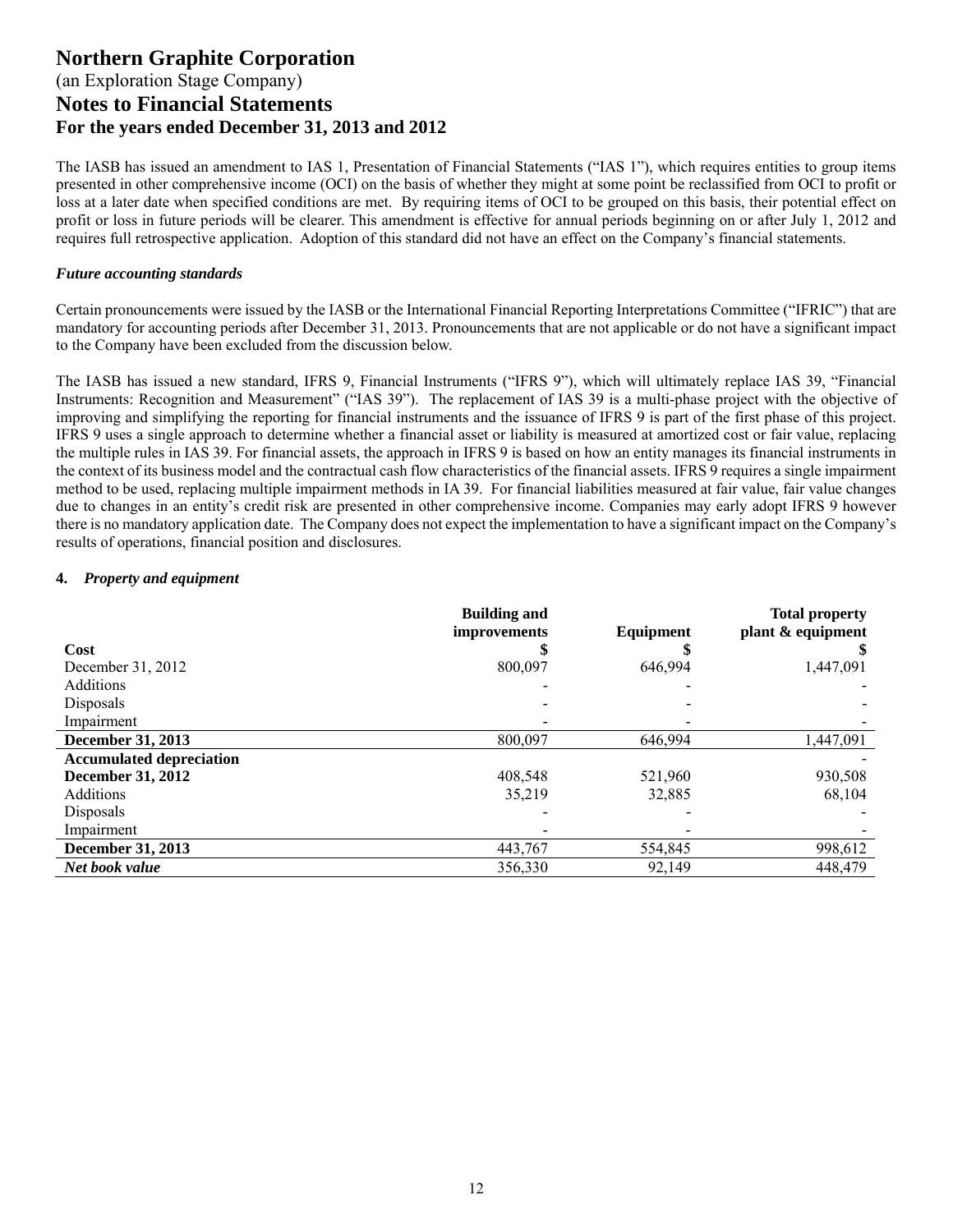The IASB has issued an amendment to IAS 1, Presentation of Financial Statements ("IAS 1"), which requires entities to group items presented in other comprehensive income (OCI) on the basis of whether they might at some point be reclassified from OCI to profit or loss at a later date when specified conditions are met. By requiring items of OCI to be grouped on this basis, their potential effect on profit or loss in future periods will be clearer. This amendment is effective for annual periods beginning on or after July 1, 2012 and requires full retrospective application. Adoption of this standard did not have an effect on the Company's financial statements.

***Future accounting standards***

Certain pronouncements were issued by the IASB or the International Financial Reporting Interpretations Committee ("IFRIC") that are mandatory for accounting periods after December 31, 2013. Pronouncements that are not applicable or do not have a significant impact to the Company have been excluded from the discussion below.

The IASB has issued a new standard, IFRS 9, Financial Instruments ("IFRS 9"), which will ultimately replace IAS 39, "Financial Instruments: Recognition and Measurement" ("IAS 39"). The replacement of IAS 39 is a multi-phase project with the objective of improving and simplifying the reporting for financial instruments and the issuance of IFRS 9 is part of the first phase of this project. IFRS 9 uses a single approach to determine whether a financial asset or liability is measured at amortized cost or fair value, replacing the multiple rules in IAS 39. For financial assets, the approach in IFRS 9 is based on how an entity manages its financial instruments in the context of its business model and the contractual cash flow characteristics of the financial assets. IFRS 9 requires a single impairment method to be used, replacing multiple impairment methods in IA 39. For financial liabilities measured at fair value, fair value changes due to changes in an entity's credit risk are presented in other comprehensive income. Companies may early adopt IFRS 9 however there is no mandatory application date. The Company does not expect the implementation to have a significant impact on the Company's results of operations, financial position and disclosures.

**4. *Property and equipment***

| | **Building and improvements** | **Equipment** | **Total property plant & equipment** |
|---|---|---|---|
| **Cost** | **$** | **$** | **$** |
| December 31, 2012 | 800,097 | 646,994 | 1,447,091 |
| Additions | - | - | - |
| Disposals | - | - | - |
| Impairment | - | - | - |
| **December 31, 2013** | 800,097 | 646,994 | 1,447,091 |
| **Accumulated depreciation** | | | - |
| **December 31, 2012** | 408,548 | 521,960 | 930,508 |
| Additions | 35,219 | 32,885 | 68,104 |
| Disposals | - | - | - |
| Impairment | - | - | - |
| **December 31, 2013** | 443,767 | 554,845 | 998,612 |
| ***Net book value*** | 356,330 | 92,149 | 448,479 |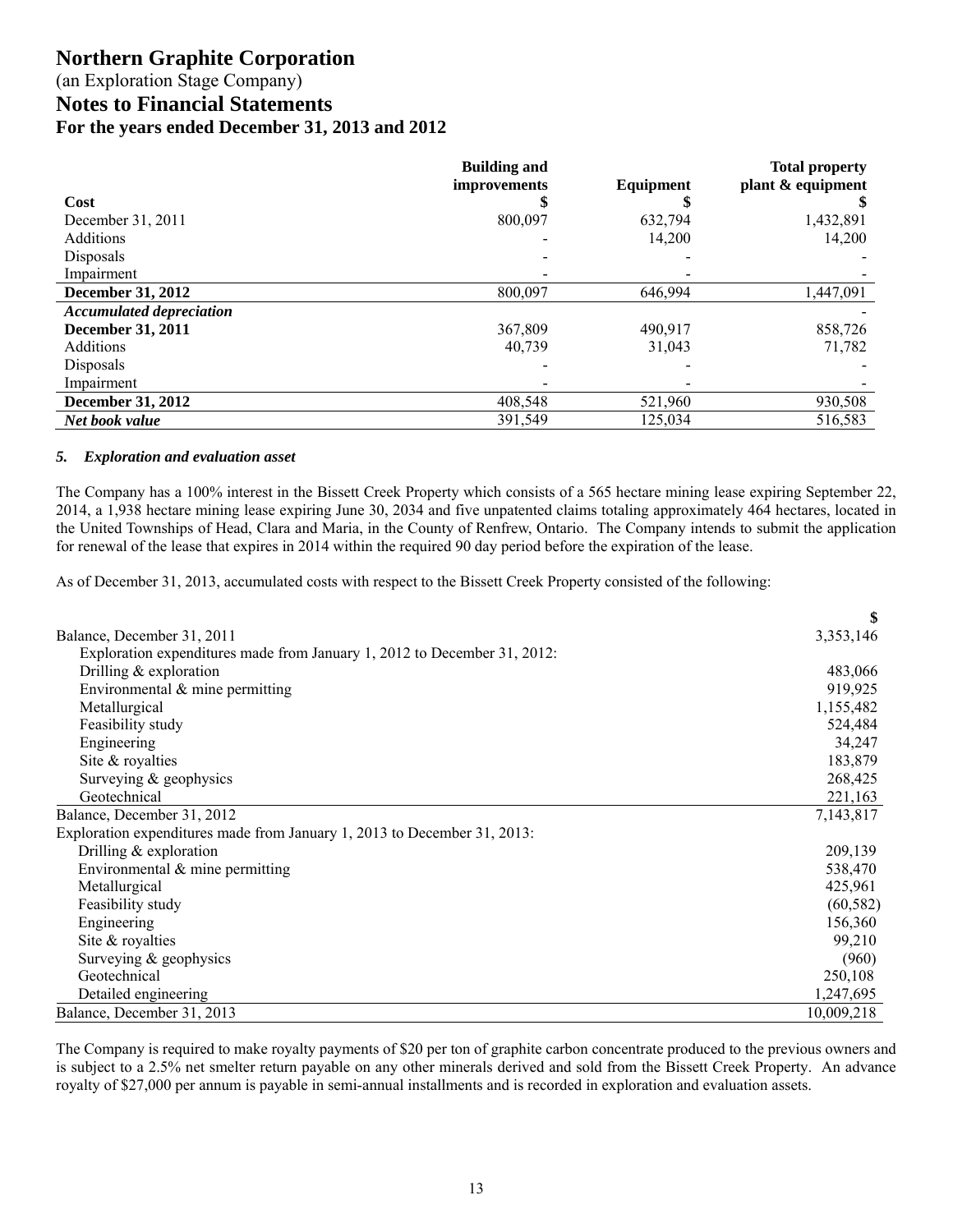# Northern Graphite Corporation

(an Exploration Stage Company)

## Notes to Financial Statements

### For the years ended December 31, 2013 and 2012

| | Building and improvements | Equipment | Total property plant & equipment |
|---|---|---|---|
| **Cost** | **$** | **$** | **$** |
| December 31, 2011 | 800,097 | 632,794 | 1,432,891 |
| Additions | - | 14,200 | 14,200 |
| Disposals | - | - | - |
| Impairment | - | - | - |
| **December 31, 2012** | 800,097 | 646,994 | 1,447,091 |
| ***Accumulated depreciation*** | | | - |
| **December 31, 2011** | 367,809 | 490,917 | 858,726 |
| Additions | 40,739 | 31,043 | 71,782 |
| Disposals | - | - | - |
| Impairment | - | - | - |
| **December 31, 2012** | 408,548 | 521,960 | 930,508 |
| ***Net book value*** | 391,549 | 125,034 | 516,583 |

#### *5. Exploration and evaluation asset*

The Company has a 100% interest in the Bissett Creek Property which consists of a 565 hectare mining lease expiring September 22, 2014, a 1,938 hectare mining lease expiring June 30, 2034 and five unpatented claims totaling approximately 464 hectares, located in the United Townships of Head, Clara and Maria, in the County of Renfrew, Ontario. The Company intends to submit the application for renewal of the lease that expires in 2014 within the required 90 day period before the expiration of the lease.

As of December 31, 2013, accumulated costs with respect to the Bissett Creek Property consisted of the following:

| | $ |
|---|---|
| Balance, December 31, 2011 | 3,353,146 |
| Exploration expenditures made from January 1, 2012 to December 31, 2012: | |
| Drilling & exploration | 483,066 |
| Environmental & mine permitting | 919,925 |
| Metallurgical | 1,155,482 |
| Feasibility study | 524,484 |
| Engineering | 34,247 |
| Site & royalties | 183,879 |
| Surveying & geophysics | 268,425 |
| Geotechnical | 221,163 |
| Balance, December 31, 2012 | 7,143,817 |
| Exploration expenditures made from January 1, 2013 to December 31, 2013: | |
| Drilling & exploration | 209,139 |
| Environmental & mine permitting | 538,470 |
| Metallurgical | 425,961 |
| Feasibility study | (60,582) |
| Engineering | 156,360 |
| Site & royalties | 99,210 |
| Surveying & geophysics | (960) |
| Geotechnical | 250,108 |
| Detailed engineering | 1,247,695 |
| Balance, December 31, 2013 | 10,009,218 |

The Company is required to make royalty payments of $20 per ton of graphite carbon concentrate produced to the previous owners and is subject to a 2.5% net smelter return payable on any other minerals derived and sold from the Bissett Creek Property. An advance royalty of $27,000 per annum is payable in semi-annual installments and is recorded in exploration and evaluation assets.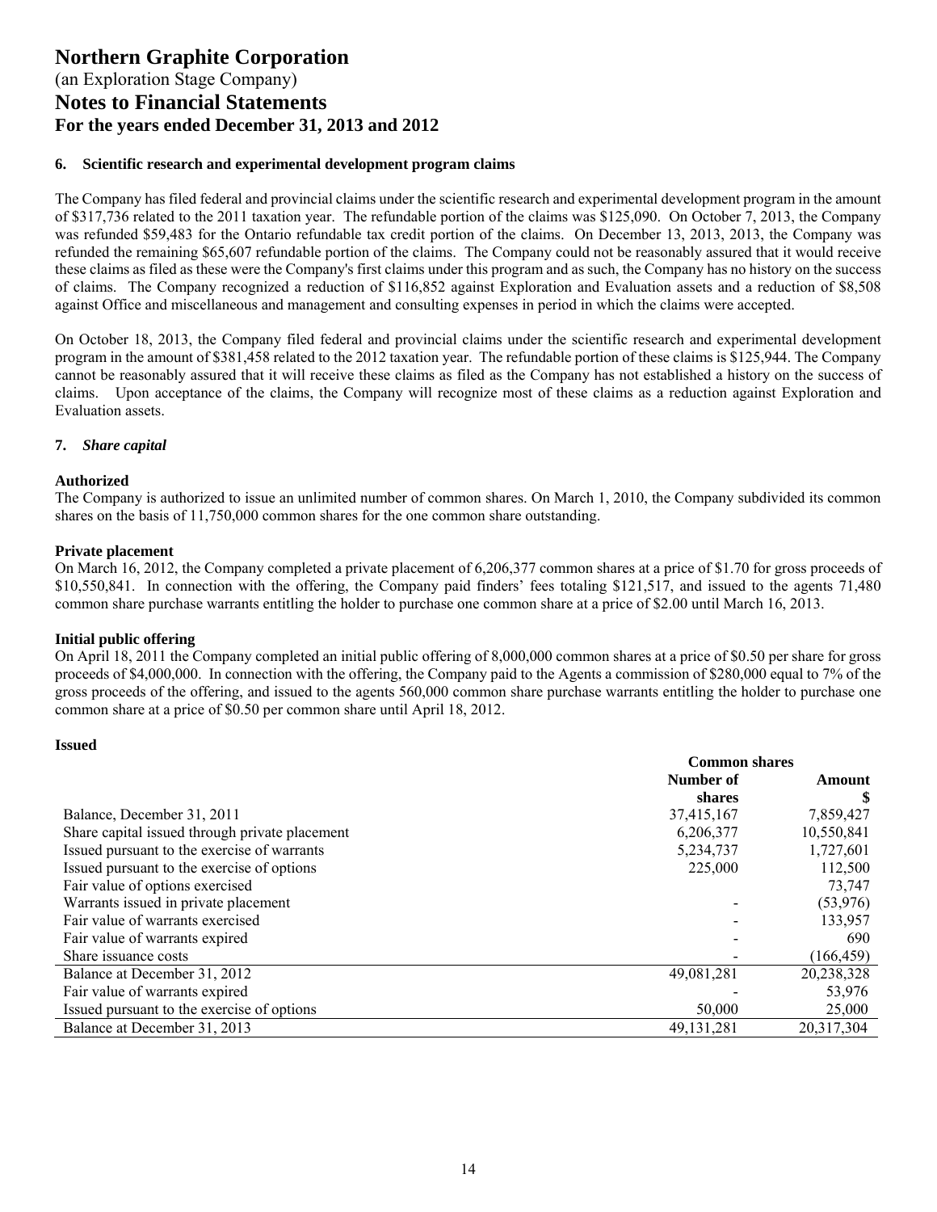# Northern Graphite Corporation

(an Exploration Stage Company)

## Notes to Financial Statements

### For the years ended December 31, 2013 and 2012

**6. Scientific research and experimental development program claims**

The Company has filed federal and provincial claims under the scientific research and experimental development program in the amount of $317,736 related to the 2011 taxation year. The refundable portion of the claims was $125,090. On October 7, 2013, the Company was refunded $59,483 for the Ontario refundable tax credit portion of the claims. On December 13, 2013, 2013, the Company was refunded the remaining $65,607 refundable portion of the claims. The Company could not be reasonably assured that it would receive these claims as filed as these were the Company's first claims under this program and as such, the Company has no history on the success of claims. The Company recognized a reduction of $116,852 against Exploration and Evaluation assets and a reduction of $8,508 against Office and miscellaneous and management and consulting expenses in period in which the claims were accepted.

On October 18, 2013, the Company filed federal and provincial claims under the scientific research and experimental development program in the amount of $381,458 related to the 2012 taxation year. The refundable portion of these claims is $125,944. The Company cannot be reasonably assured that it will receive these claims as filed as the Company has not established a history on the success of claims. Upon acceptance of the claims, the Company will recognize most of these claims as a reduction against Exploration and Evaluation assets.

**7. *Share capital***

**Authorized**

The Company is authorized to issue an unlimited number of common shares. On March 1, 2010, the Company subdivided its common shares on the basis of 11,750,000 common shares for the one common share outstanding.

**Private placement**

On March 16, 2012, the Company completed a private placement of 6,206,377 common shares at a price of $1.70 for gross proceeds of $10,550,841. In connection with the offering, the Company paid finders' fees totaling $121,517, and issued to the agents 71,480 common share purchase warrants entitling the holder to purchase one common share at a price of $2.00 until March 16, 2013.

**Initial public offering**

On April 18, 2011 the Company completed an initial public offering of 8,000,000 common shares at a price of $0.50 per share for gross proceeds of $4,000,000. In connection with the offering, the Company paid to the Agents a commission of $280,000 equal to 7% of the gross proceeds of the offering, and issued to the agents 560,000 common share purchase warrants entitling the holder to purchase one common share at a price of $0.50 per common share until April 18, 2012.

**Issued**

| | Common shares | |
|---|---|---|
| | Number of shares | Amount $ |
| Balance, December 31, 2011 | 37,415,167 | 7,859,427 |
| Share capital issued through private placement | 6,206,377 | 10,550,841 |
| Issued pursuant to the exercise of warrants | 5,234,737 | 1,727,601 |
| Issued pursuant to the exercise of options | 225,000 | 112,500 |
| Fair value of options exercised | | 73,747 |
| Warrants issued in private placement | - | (53,976) |
| Fair value of warrants exercised | - | 133,957 |
| Fair value of warrants expired | - | 690 |
| Share issuance costs | - | (166,459) |
| Balance at December 31, 2012 | 49,081,281 | 20,238,328 |
| Fair value of warrants expired | - | 53,976 |
| Issued pursuant to the exercise of options | 50,000 | 25,000 |
| Balance at December 31, 2013 | 49,131,281 | 20,317,304 |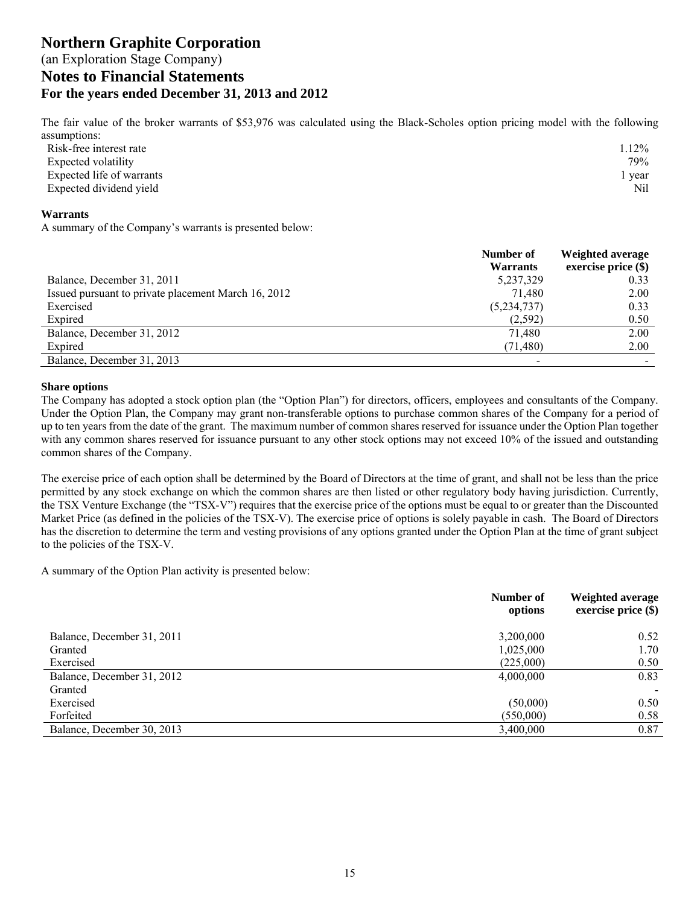The fair value of the broker warrants of $53,976 was calculated using the Black-Scholes option pricing model with the following assumptions:

| | |
|---|---|
| Risk-free interest rate | 1.12% |
| Expected volatility | 79% |
| Expected life of warrants | 1 year |
| Expected dividend yield | Nil |

**Warrants**

A summary of the Company's warrants is presented below:

| | Number of Warrants | Weighted average exercise price ($) |
|---|---|---|
| Balance, December 31, 2011 | 5,237,329 | 0.33 |
| Issued pursuant to private placement March 16, 2012 | 71,480 | 2.00 |
| Exercised | (5,234,737) | 0.33 |
| Expired | (2,592) | 0.50 |
| Balance, December 31, 2012 | 71,480 | 2.00 |
| Expired | (71,480) | 2.00 |
| Balance, December 31, 2013 | - | - |

**Share options**

The Company has adopted a stock option plan (the "Option Plan") for directors, officers, employees and consultants of the Company. Under the Option Plan, the Company may grant non-transferable options to purchase common shares of the Company for a period of up to ten years from the date of the grant. The maximum number of common shares reserved for issuance under the Option Plan together with any common shares reserved for issuance pursuant to any other stock options may not exceed 10% of the issued and outstanding common shares of the Company.

The exercise price of each option shall be determined by the Board of Directors at the time of grant, and shall not be less than the price permitted by any stock exchange on which the common shares are then listed or other regulatory body having jurisdiction. Currently, the TSX Venture Exchange (the "TSX-V") requires that the exercise price of the options must be equal to or greater than the Discounted Market Price (as defined in the policies of the TSX-V). The exercise price of options is solely payable in cash. The Board of Directors has the discretion to determine the term and vesting provisions of any options granted under the Option Plan at the time of grant subject to the policies of the TSX-V.

A summary of the Option Plan activity is presented below:

| | Number of options | Weighted average exercise price ($) |
|---|---|---|
| Balance, December 31, 2011 | 3,200,000 | 0.52 |
| Granted | 1,025,000 | 1.70 |
| Exercised | (225,000) | 0.50 |
| Balance, December 31, 2012 | 4,000,000 | 0.83 |
| Granted | | - |
| Exercised | (50,000) | 0.50 |
| Forfeited | (550,000) | 0.58 |
| Balance, December 30, 2013 | 3,400,000 | 0.87 |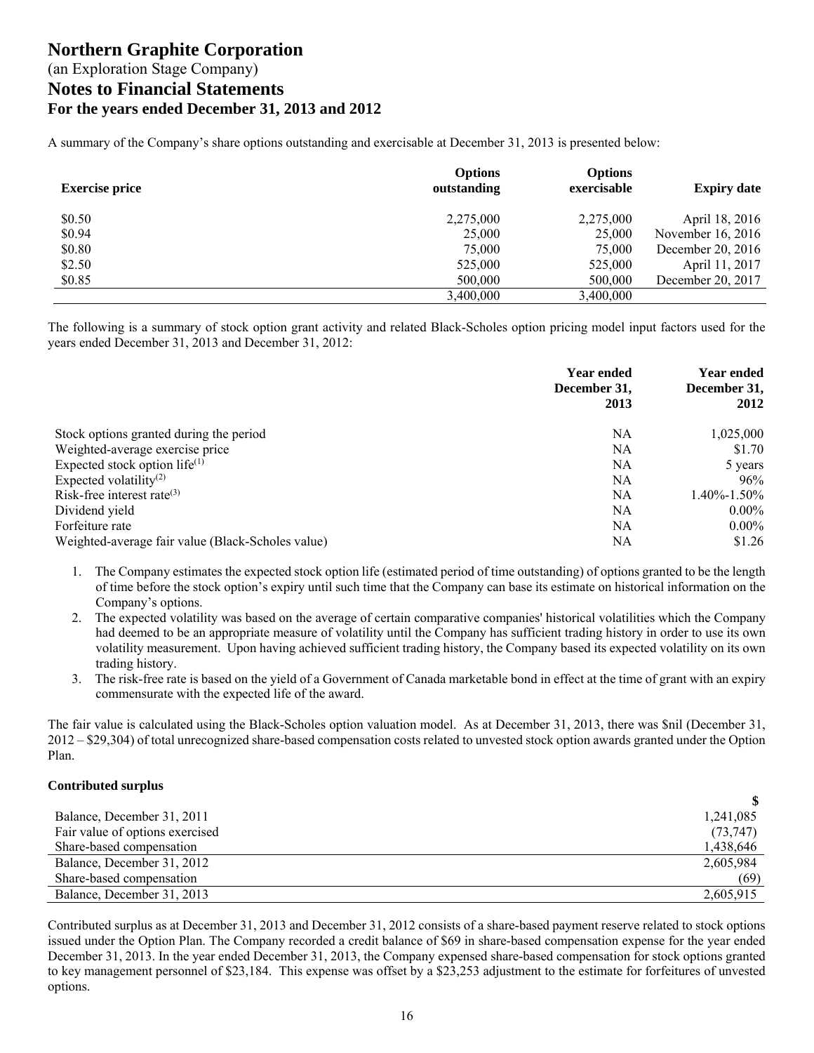# Northern Graphite Corporation

(an Exploration Stage Company)

## Notes to Financial Statements

### For the years ended December 31, 2013 and 2012

A summary of the Company's share options outstanding and exercisable at December 31, 2013 is presented below:

| Exercise price | Options outstanding | Options exercisable | Expiry date |
|---|---|---|---|
| $0.50 | 2,275,000 | 2,275,000 | April 18, 2016 |
| $0.94 | 25,000 | 25,000 | November 16, 2016 |
| $0.80 | 75,000 | 75,000 | December 20, 2016 |
| $2.50 | 525,000 | 525,000 | April 11, 2017 |
| $0.85 | 500,000 | 500,000 | December 20, 2017 |
| | 3,400,000 | 3,400,000 | |

The following is a summary of stock option grant activity and related Black-Scholes option pricing model input factors used for the years ended December 31, 2013 and December 31, 2012:

| | Year ended December 31, 2013 | Year ended December 31, 2012 |
|---|---|---|
| Stock options granted during the period | NA | 1,025,000 |
| Weighted-average exercise price | NA | $1.70 |
| Expected stock option life[(1)] | NA | 5 years |
| Expected volatility[(2)] | NA | 96% |
| Risk-free interest rate[(3)] | NA | 1.40%-1.50% |
| Dividend yield | NA | 0.00% |
| Forfeiture rate | NA | 0.00% |
| Weighted-average fair value (Black-Scholes value) | NA | $1.26 |

1. The Company estimates the expected stock option life (estimated period of time outstanding) of options granted to be the length of time before the stock option's expiry until such time that the Company can base its estimate on historical information on the Company's options.
2. The expected volatility was based on the average of certain comparative companies' historical volatilities which the Company had deemed to be an appropriate measure of volatility until the Company has sufficient trading history in order to use its own volatility measurement. Upon having achieved sufficient trading history, the Company based its expected volatility on its own trading history.
3. The risk-free rate is based on the yield of a Government of Canada marketable bond in effect at the time of grant with an expiry commensurate with the expected life of the award.

The fair value is calculated using the Black-Scholes option valuation model. As at December 31, 2013, there was $nil (December 31, 2012 – $29,304) of total unrecognized share-based compensation costs related to unvested stock option awards granted under the Option Plan.

**Contributed surplus**

| | $ |
|---|---|
| Balance, December 31, 2011 | 1,241,085 |
| Fair value of options exercised | (73,747) |
| Share-based compensation | 1,438,646 |
| Balance, December 31, 2012 | 2,605,984 |
| Share-based compensation | (69) |
| Balance, December 31, 2013 | 2,605,915 |

Contributed surplus as at December 31, 2013 and December 31, 2012 consists of a share-based payment reserve related to stock options issued under the Option Plan. The Company recorded a credit balance of $69 in share-based compensation expense for the year ended December 31, 2013. In the year ended December 31, 2013, the Company expensed share-based compensation for stock options granted to key management personnel of $23,184. This expense was offset by a $23,253 adjustment to the estimate for forfeitures of unvested options.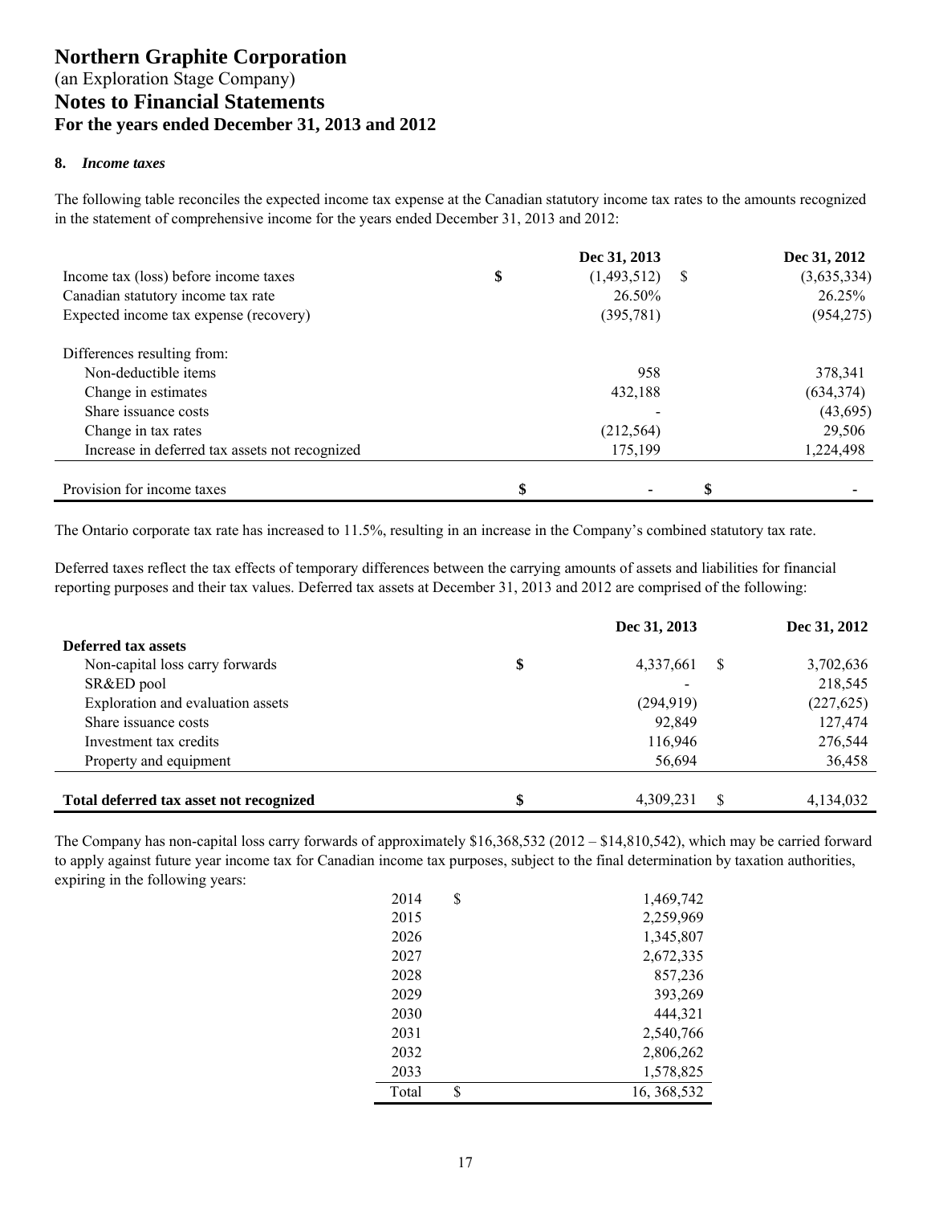# Northern Graphite Corporation

(an Exploration Stage Company)

## Notes to Financial Statements

### For the years ended December 31, 2013 and 2012

**8.** ***Income taxes***

The following table reconciles the expected income tax expense at the Canadian statutory income tax rates to the amounts recognized in the statement of comprehensive income for the years ended December 31, 2013 and 2012:

| | Dec 31, 2013 | Dec 31, 2012 |
|---|---|---|
| Income tax (loss) before income taxes | $ (1,493,512) | $ (3,635,334) |
| Canadian statutory income tax rate | 26.50% | 26.25% |
| Expected income tax expense (recovery) | (395,781) | (954,275) |
| Differences resulting from: | | |
| Non-deductible items | 958 | 378,341 |
| Change in estimates | 432,188 | (634,374) |
| Share issuance costs | - | (43,695) |
| Change in tax rates | (212,564) | 29,506 |
| Increase in deferred tax assets not recognized | 175,199 | 1,224,498 |
| Provision for income taxes | $ - | $ - |

The Ontario corporate tax rate has increased to 11.5%, resulting in an increase in the Company's combined statutory tax rate.

Deferred taxes reflect the tax effects of temporary differences between the carrying amounts of assets and liabilities for financial reporting purposes and their tax values. Deferred tax assets at December 31, 2013 and 2012 are comprised of the following:

| | Dec 31, 2013 | Dec 31, 2012 |
|---|---|---|
| **Deferred tax assets** | | |
| Non-capital loss carry forwards | $ 4,337,661 | $ 3,702,636 |
| SR&ED pool | - | 218,545 |
| Exploration and evaluation assets | (294,919) | (227,625) |
| Share issuance costs | 92,849 | 127,474 |
| Investment tax credits | 116,946 | 276,544 |
| Property and equipment | 56,694 | 36,458 |
| **Total deferred tax asset not recognized** | $ 4,309,231 | $ 4,134,032 |

The Company has non-capital loss carry forwards of approximately $16,368,532 (2012 – $14,810,542), which may be carried forward to apply against future year income tax for Canadian income tax purposes, subject to the final determination by taxation authorities, expiring in the following years:

| Year | Amount |
|---|---|
| 2014 | $ 1,469,742 |
| 2015 | 2,259,969 |
| 2026 | 1,345,807 |
| 2027 | 2,672,335 |
| 2028 | 857,236 |
| 2029 | 393,269 |
| 2030 | 444,321 |
| 2031 | 2,540,766 |
| 2032 | 2,806,262 |
| 2033 | 1,578,825 |
| Total | $ 16, 368,532 |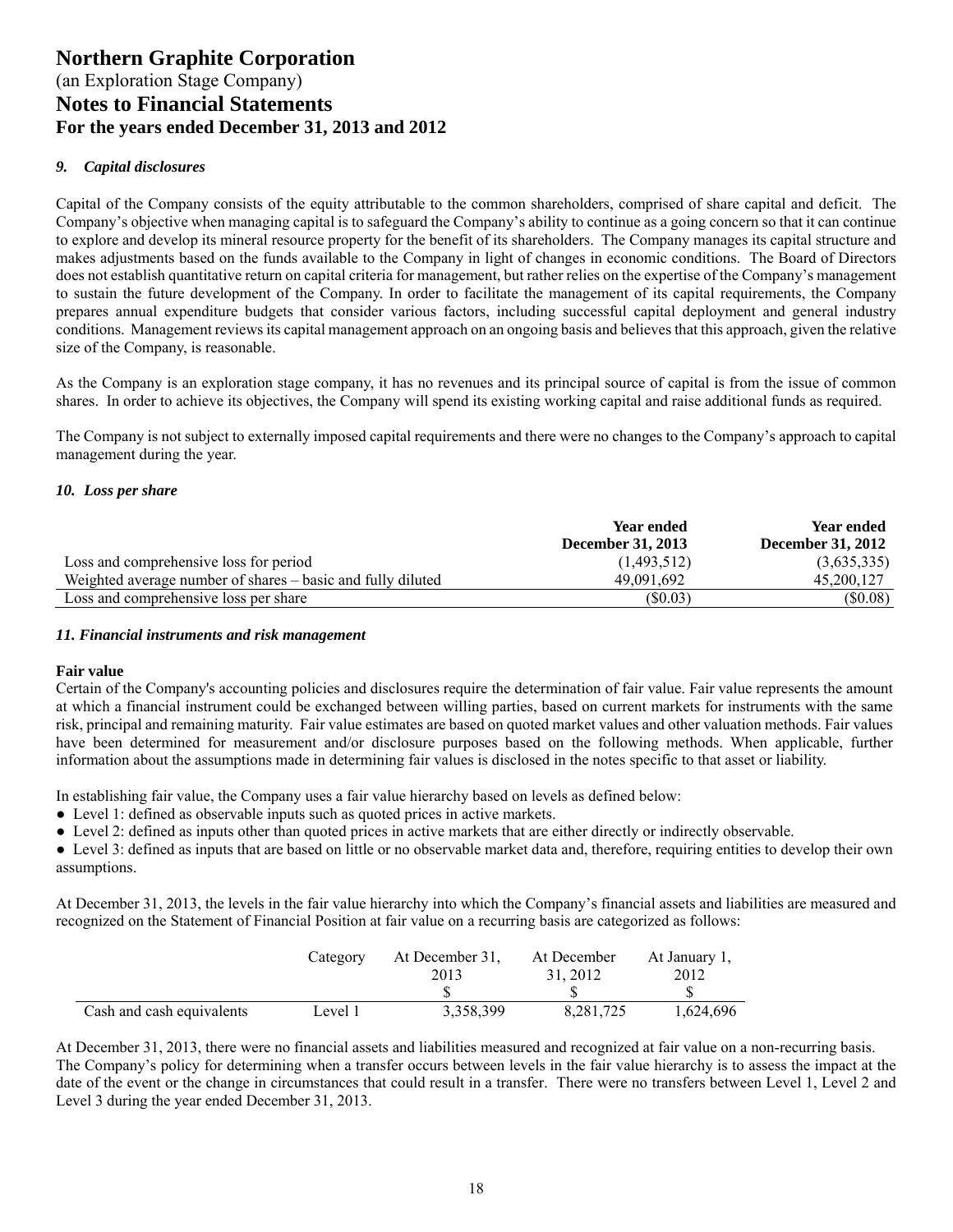# Northern Graphite Corporation

(an Exploration Stage Company)

## Notes to Financial Statements

### For the years ended December 31, 2013 and 2012

#### *9. Capital disclosures*

Capital of the Company consists of the equity attributable to the common shareholders, comprised of share capital and deficit. The Company's objective when managing capital is to safeguard the Company's ability to continue as a going concern so that it can continue to explore and develop its mineral resource property for the benefit of its shareholders. The Company manages its capital structure and makes adjustments based on the funds available to the Company in light of changes in economic conditions. The Board of Directors does not establish quantitative return on capital criteria for management, but rather relies on the expertise of the Company's management to sustain the future development of the Company. In order to facilitate the management of its capital requirements, the Company prepares annual expenditure budgets that consider various factors, including successful capital deployment and general industry conditions. Management reviews its capital management approach on an ongoing basis and believes that this approach, given the relative size of the Company, is reasonable.

As the Company is an exploration stage company, it has no revenues and its principal source of capital is from the issue of common shares. In order to achieve its objectives, the Company will spend its existing working capital and raise additional funds as required.

The Company is not subject to externally imposed capital requirements and there were no changes to the Company's approach to capital management during the year.

#### *10. Loss per share*

| | **Year ended December 31, 2013** | **Year ended December 31, 2012** |
|---|---|---|
| Loss and comprehensive loss for period | (1,493,512) | (3,635,335) |
| Weighted average number of shares – basic and fully diluted | 49,091,692 | 45,200,127 |
| Loss and comprehensive loss per share | ($0.03) | ($0.08) |

#### *11. Financial instruments and risk management*

**Fair value**

Certain of the Company's accounting policies and disclosures require the determination of fair value. Fair value represents the amount at which a financial instrument could be exchanged between willing parties, based on current markets for instruments with the same risk, principal and remaining maturity. Fair value estimates are based on quoted market values and other valuation methods. Fair values have been determined for measurement and/or disclosure purposes based on the following methods. When applicable, further information about the assumptions made in determining fair values is disclosed in the notes specific to that asset or liability.

In establishing fair value, the Company uses a fair value hierarchy based on levels as defined below:

- Level 1: defined as observable inputs such as quoted prices in active markets.
- Level 2: defined as inputs other than quoted prices in active markets that are either directly or indirectly observable.
- Level 3: defined as inputs that are based on little or no observable market data and, therefore, requiring entities to develop their own assumptions.

At December 31, 2013, the levels in the fair value hierarchy into which the Company's financial assets and liabilities are measured and recognized on the Statement of Financial Position at fair value on a recurring basis are categorized as follows:

| | Category | At December 31, 2013 | At December 31, 2012 | At January 1, 2012 |
|---|---|---|---|---|
| | | $ | $ | $ |
| Cash and cash equivalents | Level 1 | 3,358,399 | 8,281,725 | 1,624,696 |

At December 31, 2013, there were no financial assets and liabilities measured and recognized at fair value on a non-recurring basis. The Company's policy for determining when a transfer occurs between levels in the fair value hierarchy is to assess the impact at the date of the event or the change in circumstances that could result in a transfer. There were no transfers between Level 1, Level 2 and Level 3 during the year ended December 31, 2013.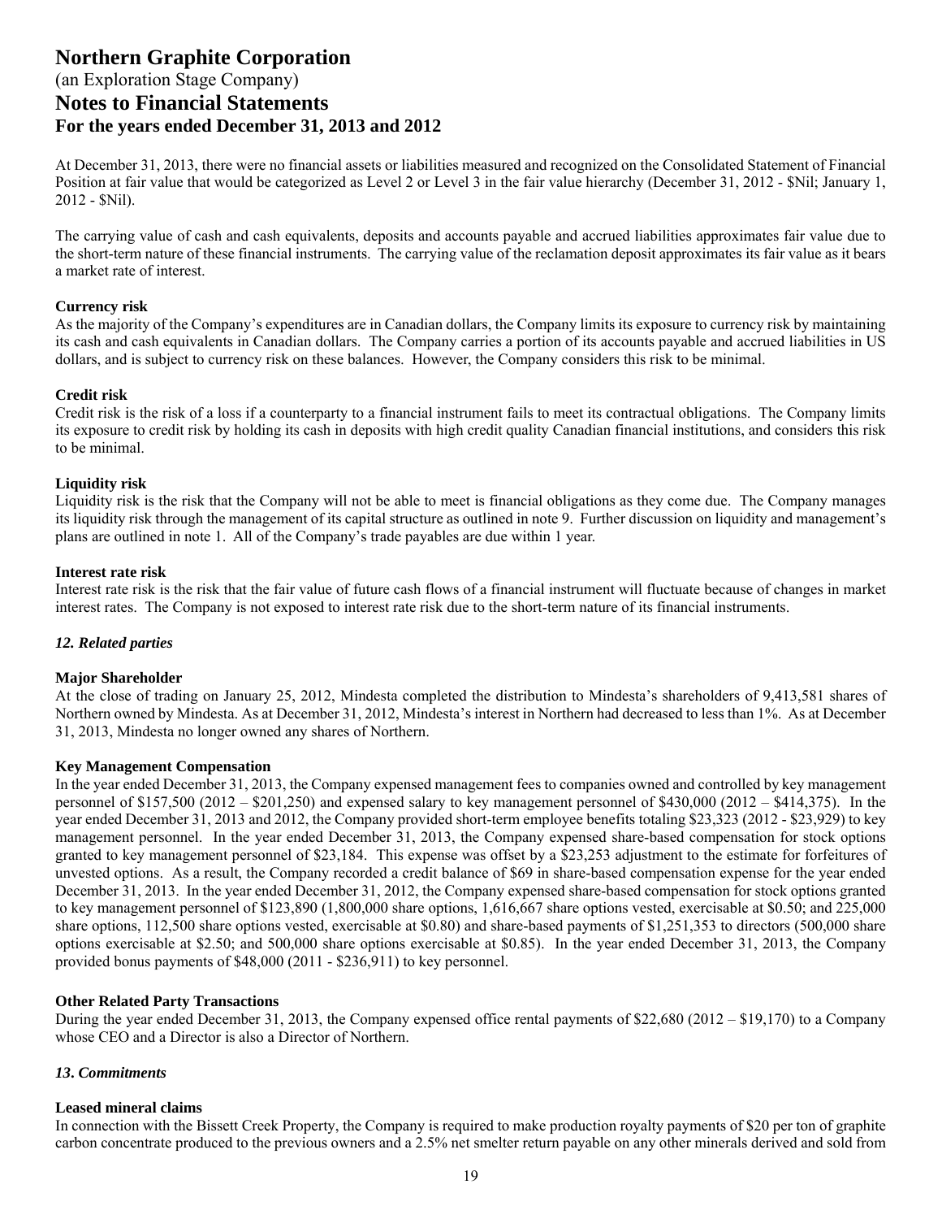At December 31, 2013, there were no financial assets or liabilities measured and recognized on the Consolidated Statement of Financial Position at fair value that would be categorized as Level 2 or Level 3 in the fair value hierarchy (December 31, 2012 - $Nil; January 1, 2012 - $Nil).

The carrying value of cash and cash equivalents, deposits and accounts payable and accrued liabilities approximates fair value due to the short-term nature of these financial instruments. The carrying value of the reclamation deposit approximates its fair value as it bears a market rate of interest.

**Currency risk**
As the majority of the Company's expenditures are in Canadian dollars, the Company limits its exposure to currency risk by maintaining its cash and cash equivalents in Canadian dollars. The Company carries a portion of its accounts payable and accrued liabilities in US dollars, and is subject to currency risk on these balances. However, the Company considers this risk to be minimal.

**Credit risk**
Credit risk is the risk of a loss if a counterparty to a financial instrument fails to meet its contractual obligations. The Company limits its exposure to credit risk by holding its cash in deposits with high credit quality Canadian financial institutions, and considers this risk to be minimal.

**Liquidity risk**
Liquidity risk is the risk that the Company will not be able to meet is financial obligations as they come due. The Company manages its liquidity risk through the management of its capital structure as outlined in note 9. Further discussion on liquidity and management's plans are outlined in note 1. All of the Company's trade payables are due within 1 year.

**Interest rate risk**
Interest rate risk is the risk that the fair value of future cash flows of a financial instrument will fluctuate because of changes in market interest rates. The Company is not exposed to interest rate risk due to the short-term nature of its financial instruments.

### *12. Related parties*

**Major Shareholder**
At the close of trading on January 25, 2012, Mindesta completed the distribution to Mindesta's shareholders of 9,413,581 shares of Northern owned by Mindesta. As at December 31, 2012, Mindesta's interest in Northern had decreased to less than 1%. As at December 31, 2013, Mindesta no longer owned any shares of Northern.

**Key Management Compensation**
In the year ended December 31, 2013, the Company expensed management fees to companies owned and controlled by key management personnel of $157,500 (2012 – $201,250) and expensed salary to key management personnel of $430,000 (2012 – $414,375). In the year ended December 31, 2013 and 2012, the Company provided short-term employee benefits totaling $23,323 (2012 - $23,929) to key management personnel. In the year ended December 31, 2013, the Company expensed share-based compensation for stock options granted to key management personnel of $23,184. This expense was offset by a $23,253 adjustment to the estimate for forfeitures of unvested options. As a result, the Company recorded a credit balance of $69 in share-based compensation expense for the year ended December 31, 2013. In the year ended December 31, 2012, the Company expensed share-based compensation for stock options granted to key management personnel of $123,890 (1,800,000 share options, 1,616,667 share options vested, exercisable at $0.50; and 225,000 share options, 112,500 share options vested, exercisable at $0.80) and share-based payments of $1,251,353 to directors (500,000 share options exercisable at $2.50; and 500,000 share options exercisable at $0.85). In the year ended December 31, 2013, the Company provided bonus payments of $48,000 (2011 - $236,911) to key personnel.

**Other Related Party Transactions**
During the year ended December 31, 2013, the Company expensed office rental payments of $22,680 (2012 – $19,170) to a Company whose CEO and a Director is also a Director of Northern.

### *13. Commitments*

**Leased mineral claims**
In connection with the Bissett Creek Property, the Company is required to make production royalty payments of $20 per ton of graphite carbon concentrate produced to the previous owners and a 2.5% net smelter return payable on any other minerals derived and sold from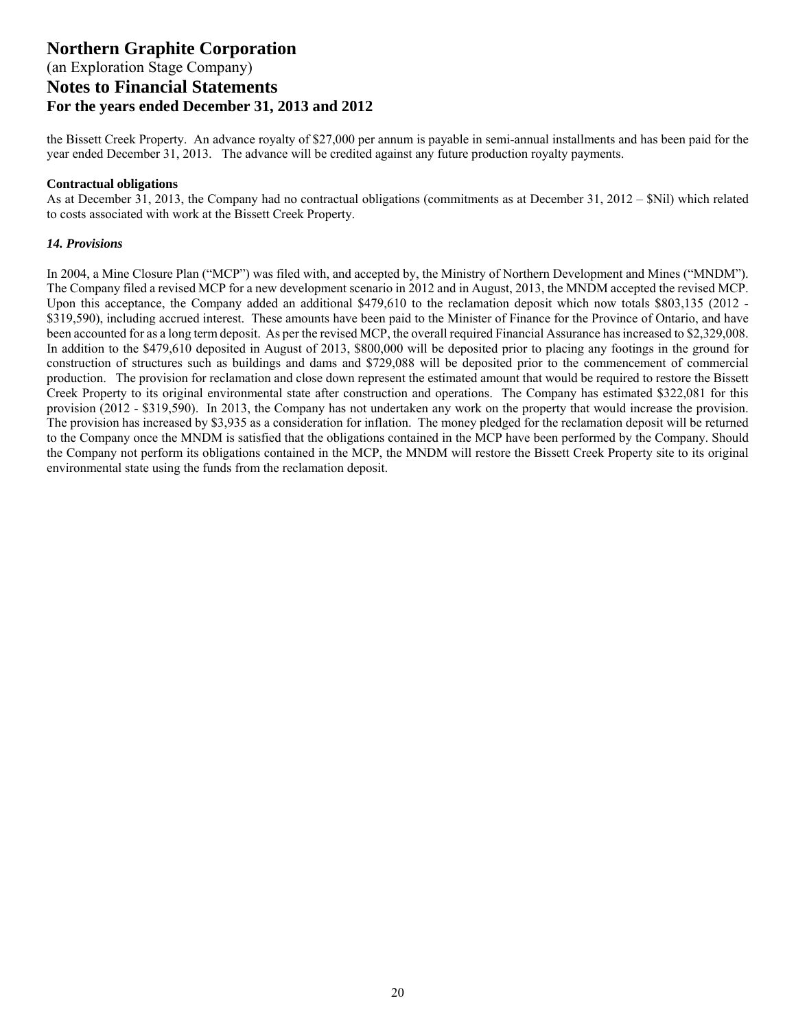the Bissett Creek Property. An advance royalty of $27,000 per annum is payable in semi-annual installments and has been paid for the year ended December 31, 2013. The advance will be credited against any future production royalty payments.

**Contractual obligations**

As at December 31, 2013, the Company had no contractual obligations (commitments as at December 31, 2012 – $Nil) which related to costs associated with work at the Bissett Creek Property.

### *14. Provisions*

In 2004, a Mine Closure Plan ("MCP") was filed with, and accepted by, the Ministry of Northern Development and Mines ("MNDM"). The Company filed a revised MCP for a new development scenario in 2012 and in August, 2013, the MNDM accepted the revised MCP. Upon this acceptance, the Company added an additional $479,610 to the reclamation deposit which now totals $803,135 (2012 - $319,590), including accrued interest. These amounts have been paid to the Minister of Finance for the Province of Ontario, and have been accounted for as a long term deposit. As per the revised MCP, the overall required Financial Assurance has increased to $2,329,008. In addition to the $479,610 deposited in August of 2013, $800,000 will be deposited prior to placing any footings in the ground for construction of structures such as buildings and dams and $729,088 will be deposited prior to the commencement of commercial production. The provision for reclamation and close down represent the estimated amount that would be required to restore the Bissett Creek Property to its original environmental state after construction and operations. The Company has estimated $322,081 for this provision (2012 - $319,590). In 2013, the Company has not undertaken any work on the property that would increase the provision. The provision has increased by $3,935 as a consideration for inflation. The money pledged for the reclamation deposit will be returned to the Company once the MNDM is satisfied that the obligations contained in the MCP have been performed by the Company. Should the Company not perform its obligations contained in the MCP, the MNDM will restore the Bissett Creek Property site to its original environmental state using the funds from the reclamation deposit.